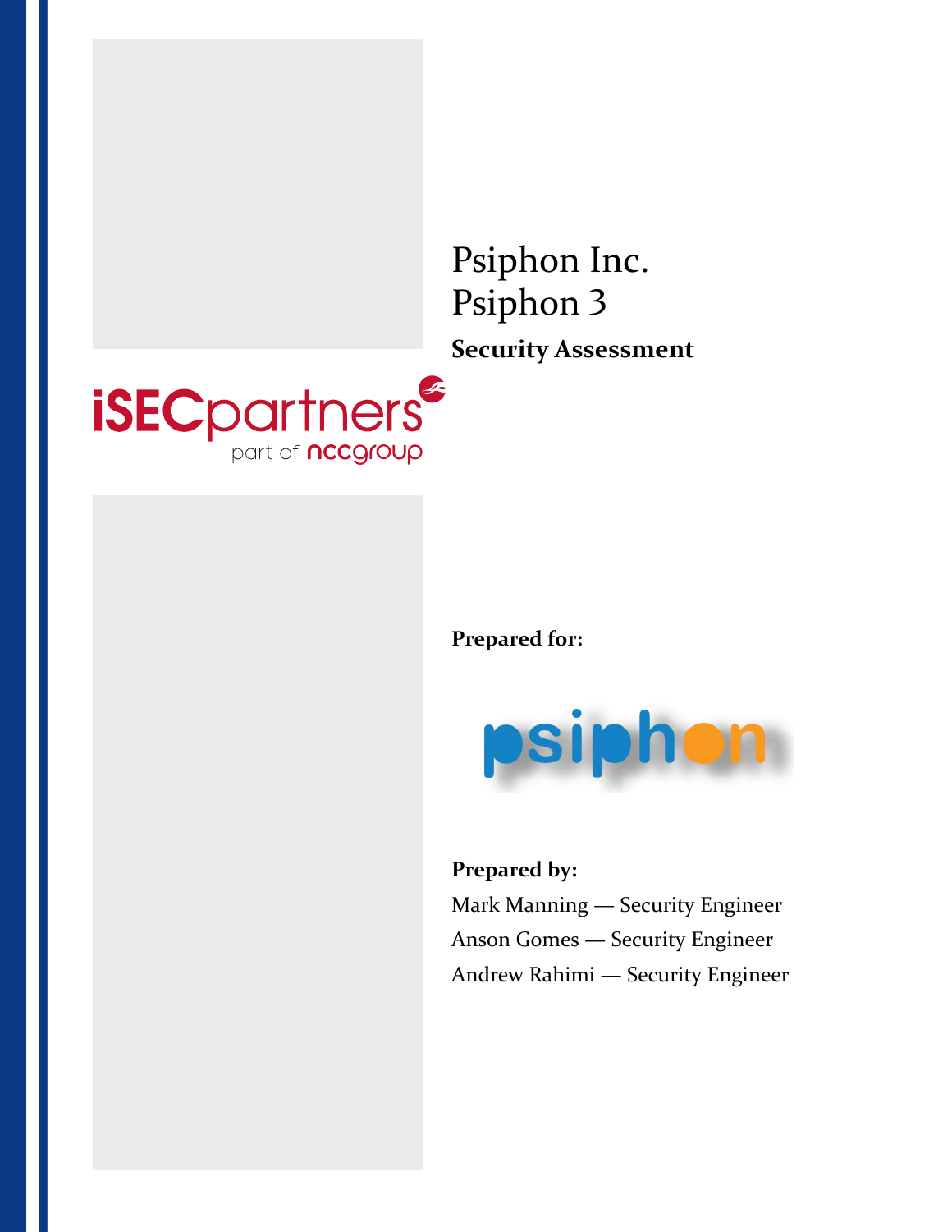# Psiphon Inc.
# Psiphon 3

**Security Assessment**

iSECpartners part of nccgroup

**Prepared for:**

psiphon

**Prepared by:**

Mark Manning — Security Engineer
Anson Gomes — Security Engineer
Andrew Rahimi — Security Engineer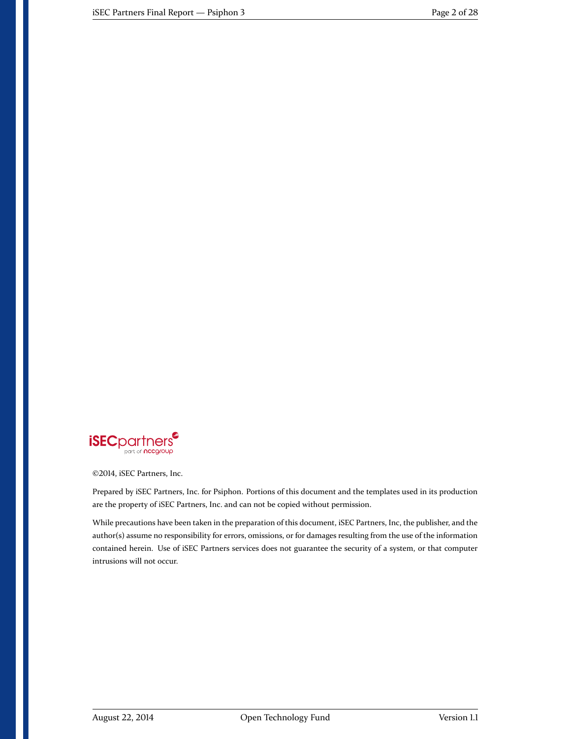©2014, iSEC Partners, Inc.

Prepared by iSEC Partners, Inc. for Psiphon. Portions of this document and the templates used in its production are the property of iSEC Partners, Inc. and can not be copied without permission.

While precautions have been taken in the preparation of this document, iSEC Partners, Inc, the publisher, and the author(s) assume no responsibility for errors, omissions, or for damages resulting from the use of the information contained herein. Use of iSEC Partners services does not guarantee the security of a system, or that computer intrusions will not occur.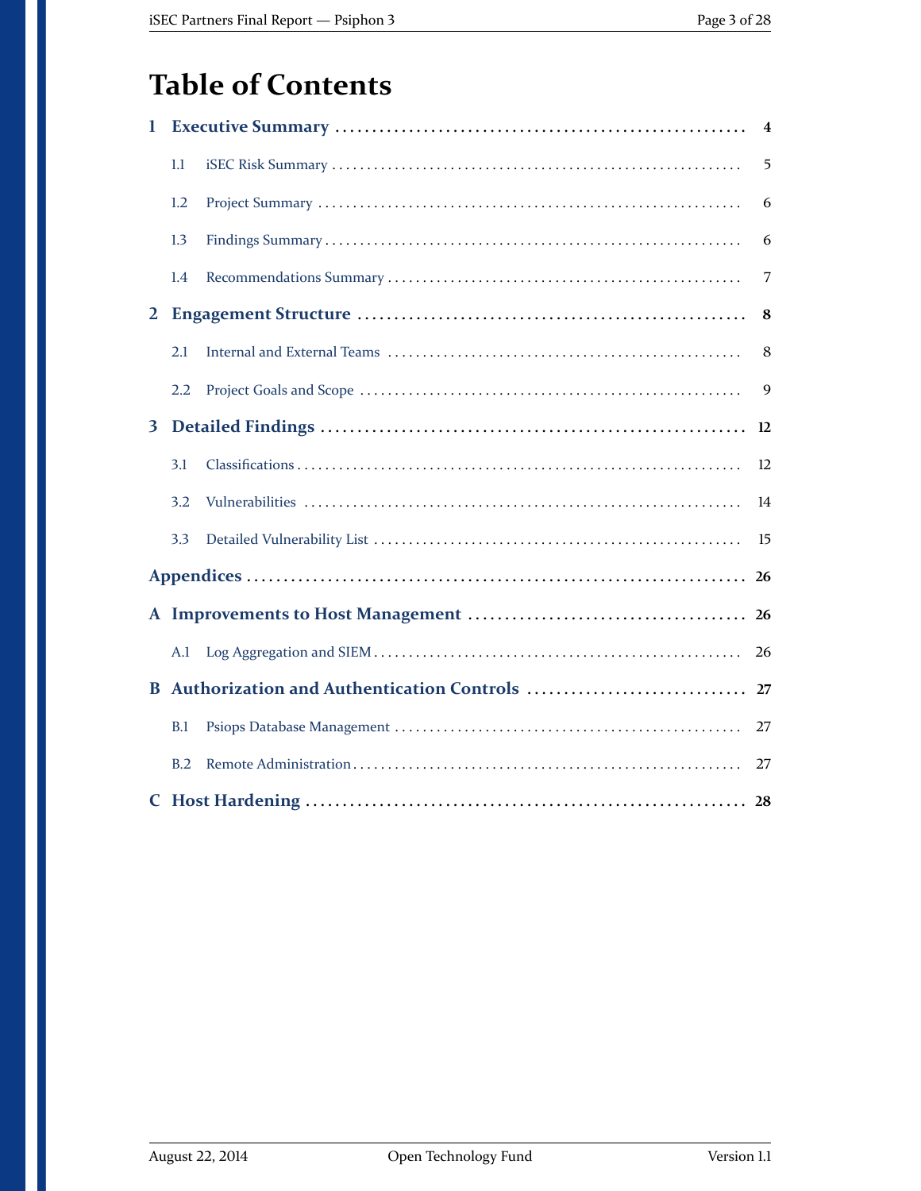# Table of Contents

**1 Executive Summary** .......... **4**

- 1.1 iSEC Risk Summary .......... 5
- 1.2 Project Summary .......... 6
- 1.3 Findings Summary .......... 6
- 1.4 Recommendations Summary .......... 7

**2 Engagement Structure** .......... **8**

- 2.1 Internal and External Teams .......... 8
- 2.2 Project Goals and Scope .......... 9

**3 Detailed Findings** .......... **12**

- 3.1 Classifications .......... 12
- 3.2 Vulnerabilities .......... 14
- 3.3 Detailed Vulnerability List .......... 15

**Appendices** .......... **26**

**A Improvements to Host Management** .......... **26**

- A.1 Log Aggregation and SIEM .......... 26

**B Authorization and Authentication Controls** .......... **27**

- B.1 Psiops Database Management .......... 27
- B.2 Remote Administration .......... 27

**C Host Hardening** .......... **28**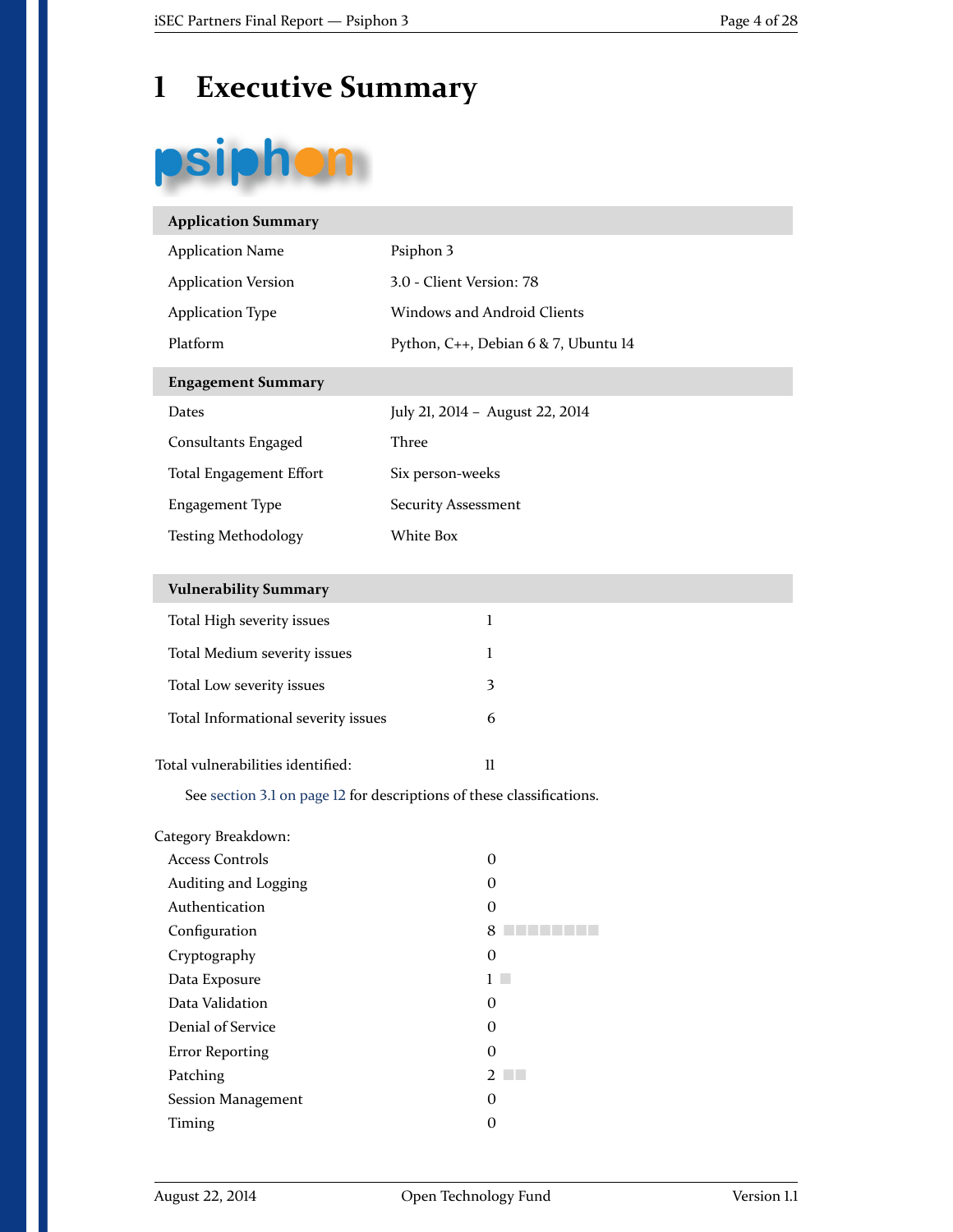# 1 Executive Summary

| Application Summary | |
|---|---|
| Application Name | Psiphon 3 |
| Application Version | 3.0 - Client Version: 78 |
| Application Type | Windows and Android Clients |
| Platform | Python, C++, Debian 6 & 7, Ubuntu 14 |

| Engagement Summary | |
|---|---|
| Dates | July 21, 2014 – August 22, 2014 |
| Consultants Engaged | Three |
| Total Engagement Effort | Six person-weeks |
| Engagement Type | Security Assessment |
| Testing Methodology | White Box |

| Vulnerability Summary | |
|---|---|
| Total High severity issues | 1 |
| Total Medium severity issues | 1 |
| Total Low severity issues | 3 |
| Total Informational severity issues | 6 |

Total vulnerabilities identified: 11

See section 3.1 on page 12 for descriptions of these classifications.

Category Breakdown:

| Category | Count |
|---|---|
| Access Controls | 0 |
| Auditing and Logging | 0 |
| Authentication | 0 |
| Configuration | 8 |
| Cryptography | 0 |
| Data Exposure | 1 |
| Data Validation | 0 |
| Denial of Service | 0 |
| Error Reporting | 0 |
| Patching | 2 |
| Session Management | 0 |
| Timing | 0 |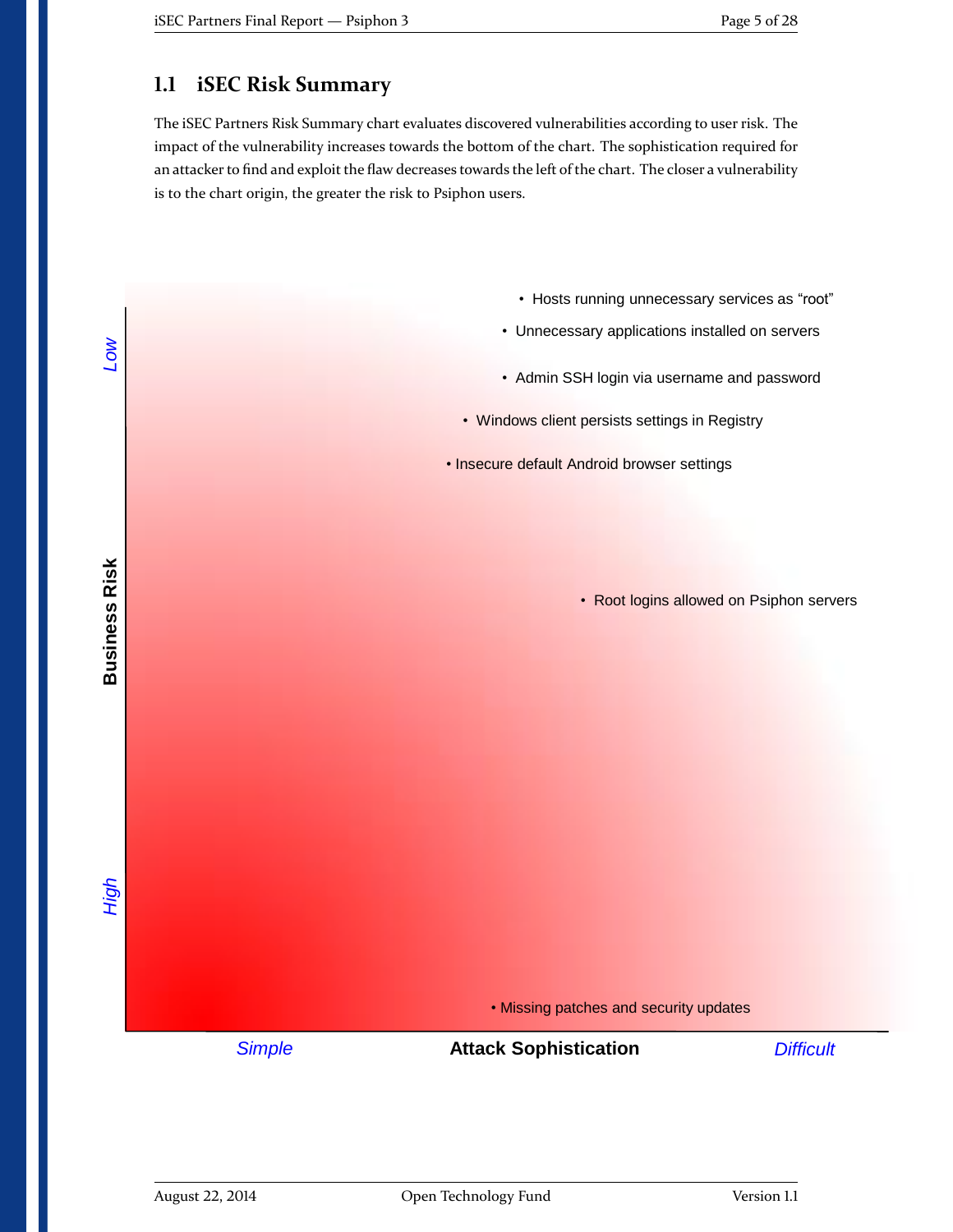## 1.1 iSEC Risk Summary

The iSEC Partners Risk Summary chart evaluates discovered vulnerabilities according to user risk. The impact of the vulnerability increases towards the bottom of the chart. The sophistication required for an attacker to find and exploit the flaw decreases towards the left of the chart. The closer a vulnerability is to the chart origin, the greater the risk to Psiphon users.

- Hosts running unnecessary services as "root"
- Unnecessary applications installed on servers
- Admin SSH login via username and password
- Windows client persists settings in Registry
- Insecure default Android browser settings
- Root logins allowed on Psiphon servers
- Missing patches and security updates

Business Risk: *Low* (top) to *High* (bottom)

Attack Sophistication: *Simple* (left) to *Difficult* (right)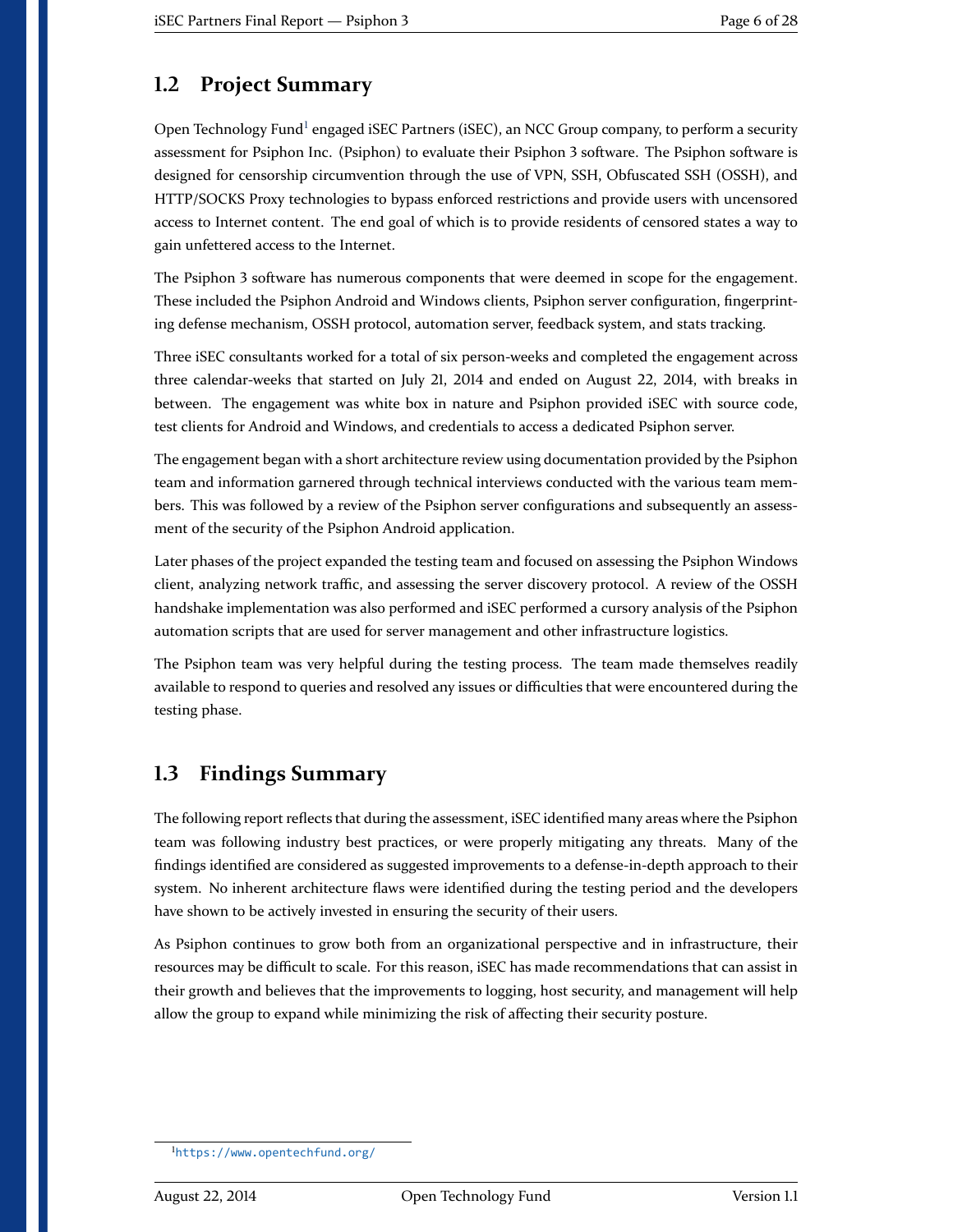## 1.2 Project Summary

Open Technology Fund[1] engaged iSEC Partners (iSEC), an NCC Group company, to perform a security assessment for Psiphon Inc. (Psiphon) to evaluate their Psiphon 3 software. The Psiphon software is designed for censorship circumvention through the use of VPN, SSH, Obfuscated SSH (OSSH), and HTTP/SOCKS Proxy technologies to bypass enforced restrictions and provide users with uncensored access to Internet content. The end goal of which is to provide residents of censored states a way to gain unfettered access to the Internet.

The Psiphon 3 software has numerous components that were deemed in scope for the engagement. These included the Psiphon Android and Windows clients, Psiphon server configuration, fingerprinting defense mechanism, OSSH protocol, automation server, feedback system, and stats tracking.

Three iSEC consultants worked for a total of six person-weeks and completed the engagement across three calendar-weeks that started on July 21, 2014 and ended on August 22, 2014, with breaks in between. The engagement was white box in nature and Psiphon provided iSEC with source code, test clients for Android and Windows, and credentials to access a dedicated Psiphon server.

The engagement began with a short architecture review using documentation provided by the Psiphon team and information garnered through technical interviews conducted with the various team members. This was followed by a review of the Psiphon server configurations and subsequently an assessment of the security of the Psiphon Android application.

Later phases of the project expanded the testing team and focused on assessing the Psiphon Windows client, analyzing network traffic, and assessing the server discovery protocol. A review of the OSSH handshake implementation was also performed and iSEC performed a cursory analysis of the Psiphon automation scripts that are used for server management and other infrastructure logistics.

The Psiphon team was very helpful during the testing process. The team made themselves readily available to respond to queries and resolved any issues or difficulties that were encountered during the testing phase.

## 1.3 Findings Summary

The following report reflects that during the assessment, iSEC identified many areas where the Psiphon team was following industry best practices, or were properly mitigating any threats. Many of the findings identified are considered as suggested improvements to a defense-in-depth approach to their system. No inherent architecture flaws were identified during the testing period and the developers have shown to be actively invested in ensuring the security of their users.

As Psiphon continues to grow both from an organizational perspective and in infrastructure, their resources may be difficult to scale. For this reason, iSEC has made recommendations that can assist in their growth and believes that the improvements to logging, host security, and management will help allow the group to expand while minimizing the risk of affecting their security posture.

[1] https://www.opentechfund.org/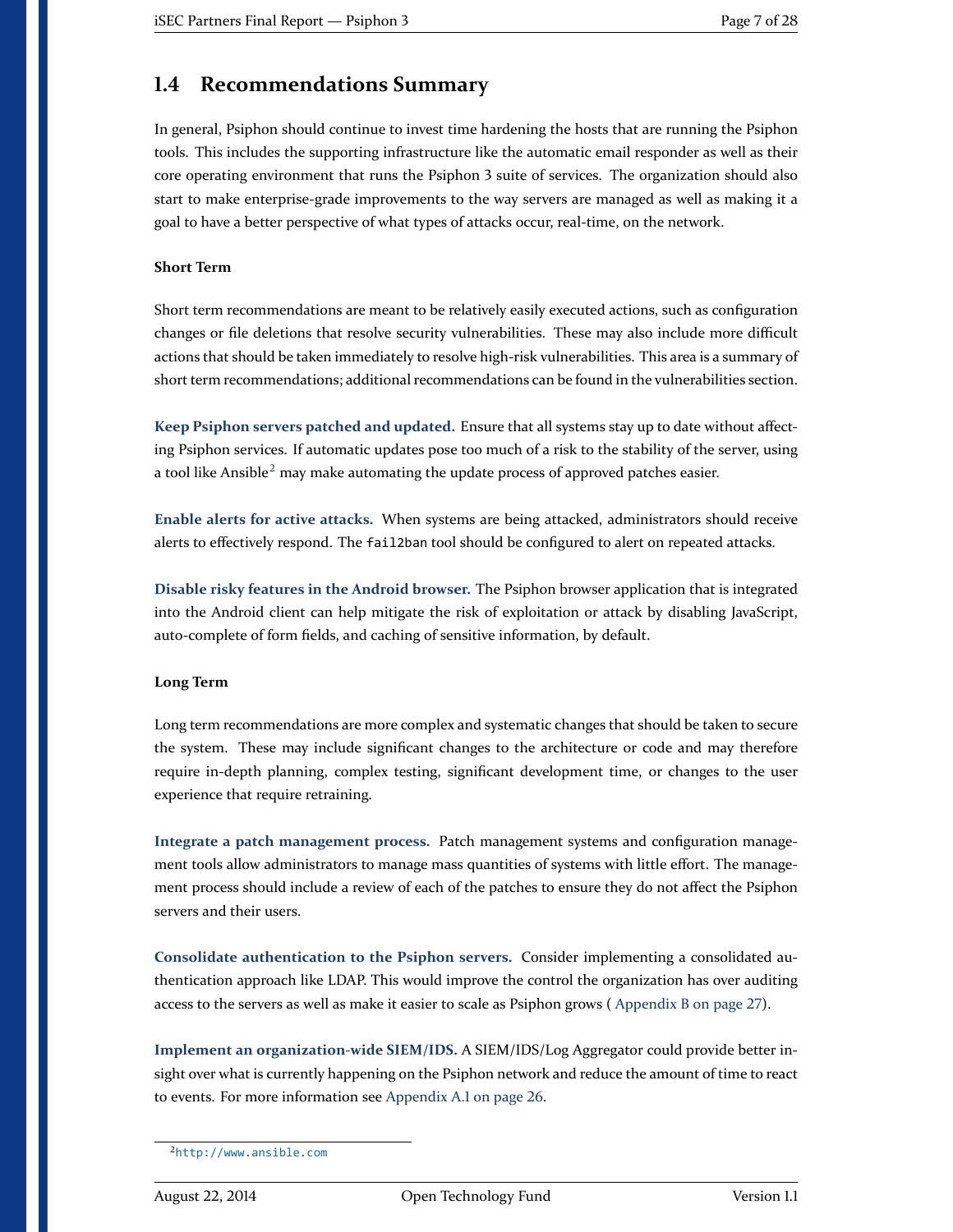## 1.4 Recommendations Summary

In general, Psiphon should continue to invest time hardening the hosts that are running the Psiphon tools. This includes the supporting infrastructure like the automatic email responder as well as their core operating environment that runs the Psiphon 3 suite of services. The organization should also start to make enterprise-grade improvements to the way servers are managed as well as making it a goal to have a better perspective of what types of attacks occur, real-time, on the network.

**Short Term**

Short term recommendations are meant to be relatively easily executed actions, such as configuration changes or file deletions that resolve security vulnerabilities. These may also include more difficult actions that should be taken immediately to resolve high-risk vulnerabilities. This area is a summary of short term recommendations; additional recommendations can be found in the vulnerabilities section.

**Keep Psiphon servers patched and updated.** Ensure that all systems stay up to date without affecting Psiphon services. If automatic updates pose too much of a risk to the stability of the server, using a tool like Ansible[2] may make automating the update process of approved patches easier.

**Enable alerts for active attacks.** When systems are being attacked, administrators should receive alerts to effectively respond. The `fail2ban` tool should be configured to alert on repeated attacks.

**Disable risky features in the Android browser.** The Psiphon browser application that is integrated into the Android client can help mitigate the risk of exploitation or attack by disabling JavaScript, auto-complete of form fields, and caching of sensitive information, by default.

**Long Term**

Long term recommendations are more complex and systematic changes that should be taken to secure the system. These may include significant changes to the architecture or code and may therefore require in-depth planning, complex testing, significant development time, or changes to the user experience that require retraining.

**Integrate a patch management process.** Patch management systems and configuration management tools allow administrators to manage mass quantities of systems with little effort. The management process should include a review of each of the patches to ensure they do not affect the Psiphon servers and their users.

**Consolidate authentication to the Psiphon servers.** Consider implementing a consolidated authentication approach like LDAP. This would improve the control the organization has over auditing access to the servers as well as make it easier to scale as Psiphon grows ( Appendix B on page 27).

**Implement an organization-wide SIEM/IDS.** A SIEM/IDS/Log Aggregator could provide better insight over what is currently happening on the Psiphon network and reduce the amount of time to react to events. For more information see Appendix A.1 on page 26.

[2] http://www.ansible.com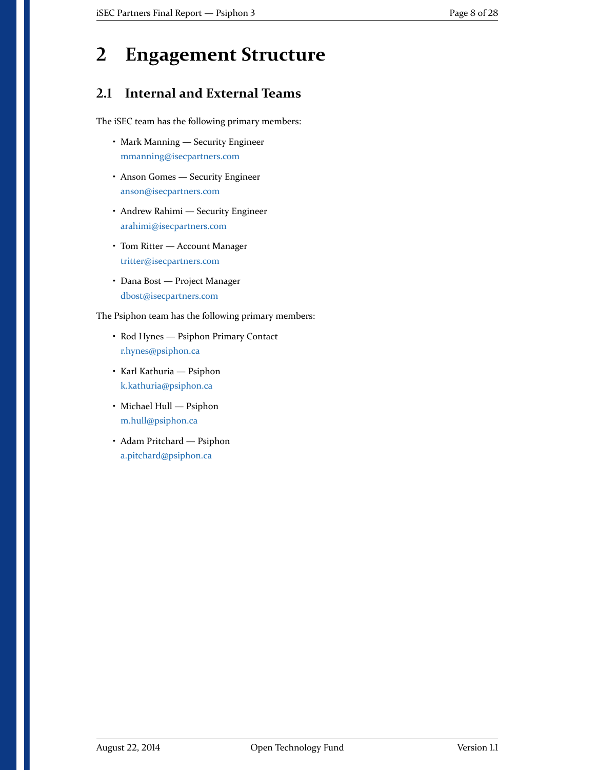# 2 Engagement Structure

## 2.1 Internal and External Teams

The iSEC team has the following primary members:

- Mark Manning — Security Engineer
  mmanning@isecpartners.com
- Anson Gomes — Security Engineer
  anson@isecpartners.com
- Andrew Rahimi — Security Engineer
  arahimi@isecpartners.com
- Tom Ritter — Account Manager
  tritter@isecpartners.com
- Dana Bost — Project Manager
  dbost@isecpartners.com

The Psiphon team has the following primary members:

- Rod Hynes — Psiphon Primary Contact
  r.hynes@psiphon.ca
- Karl Kathuria — Psiphon
  k.kathuria@psiphon.ca
- Michael Hull — Psiphon
  m.hull@psiphon.ca
- Adam Pritchard — Psiphon
  a.pitchard@psiphon.ca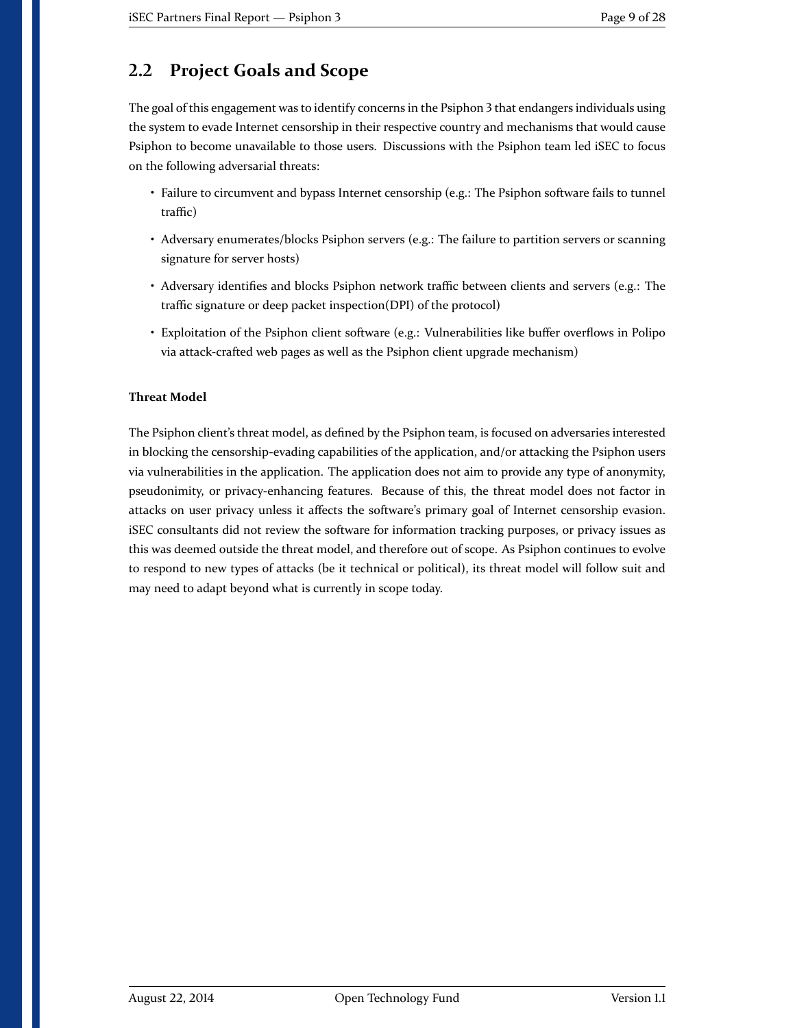## 2.2 Project Goals and Scope

The goal of this engagement was to identify concerns in the Psiphon 3 that endangers individuals using the system to evade Internet censorship in their respective country and mechanisms that would cause Psiphon to become unavailable to those users. Discussions with the Psiphon team led iSEC to focus on the following adversarial threats:

- Failure to circumvent and bypass Internet censorship (e.g.: The Psiphon software fails to tunnel traffic)
- Adversary enumerates/blocks Psiphon servers (e.g.: The failure to partition servers or scanning signature for server hosts)
- Adversary identifies and blocks Psiphon network traffic between clients and servers (e.g.: The traffic signature or deep packet inspection(DPI) of the protocol)
- Exploitation of the Psiphon client software (e.g.: Vulnerabilities like buffer overflows in Polipo via attack-crafted web pages as well as the Psiphon client upgrade mechanism)

**Threat Model**

The Psiphon client's threat model, as defined by the Psiphon team, is focused on adversaries interested in blocking the censorship-evading capabilities of the application, and/or attacking the Psiphon users via vulnerabilities in the application. The application does not aim to provide any type of anonymity, pseudonimity, or privacy-enhancing features. Because of this, the threat model does not factor in attacks on user privacy unless it affects the software's primary goal of Internet censorship evasion. iSEC consultants did not review the software for information tracking purposes, or privacy issues as this was deemed outside the threat model, and therefore out of scope. As Psiphon continues to evolve to respond to new types of attacks (be it technical or political), its threat model will follow suit and may need to adapt beyond what is currently in scope today.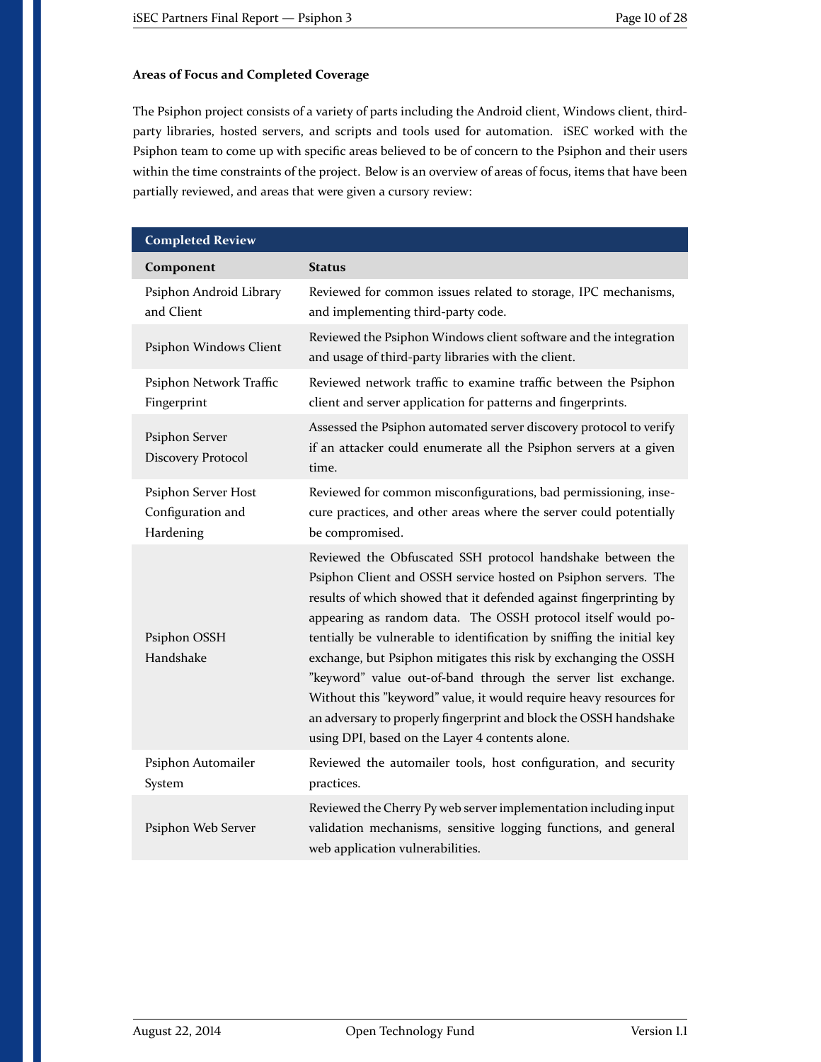### Areas of Focus and Completed Coverage

The Psiphon project consists of a variety of parts including the Android client, Windows client, third-party libraries, hosted servers, and scripts and tools used for automation. iSEC worked with the Psiphon team to come up with specific areas believed to be of concern to the Psiphon and their users within the time constraints of the project. Below is an overview of areas of focus, items that have been partially reviewed, and areas that were given a cursory review:

| **Completed Review** | |
|---|---|
| **Component** | **Status** |
| Psiphon Android Library and Client | Reviewed for common issues related to storage, IPC mechanisms, and implementing third-party code. |
| Psiphon Windows Client | Reviewed the Psiphon Windows client software and the integration and usage of third-party libraries with the client. |
| Psiphon Network Traffic Fingerprint | Reviewed network traffic to examine traffic between the Psiphon client and server application for patterns and fingerprints. |
| Psiphon Server Discovery Protocol | Assessed the Psiphon automated server discovery protocol to verify if an attacker could enumerate all the Psiphon servers at a given time. |
| Psiphon Server Host Configuration and Hardening | Reviewed for common misconfigurations, bad permissioning, insecure practices, and other areas where the server could potentially be compromised. |
| Psiphon OSSH Handshake | Reviewed the Obfuscated SSH protocol handshake between the Psiphon Client and OSSH service hosted on Psiphon servers. The results of which showed that it defended against fingerprinting by appearing as random data. The OSSH protocol itself would potentially be vulnerable to identification by sniffing the initial key exchange, but Psiphon mitigates this risk by exchanging the OSSH "keyword" value out-of-band through the server list exchange. Without this "keyword" value, it would require heavy resources for an adversary to properly fingerprint and block the OSSH handshake using DPI, based on the Layer 4 contents alone. |
| Psiphon Automailer System | Reviewed the automailer tools, host configuration, and security practices. |
| Psiphon Web Server | Reviewed the Cherry Py web server implementation including input validation mechanisms, sensitive logging functions, and general web application vulnerabilities. |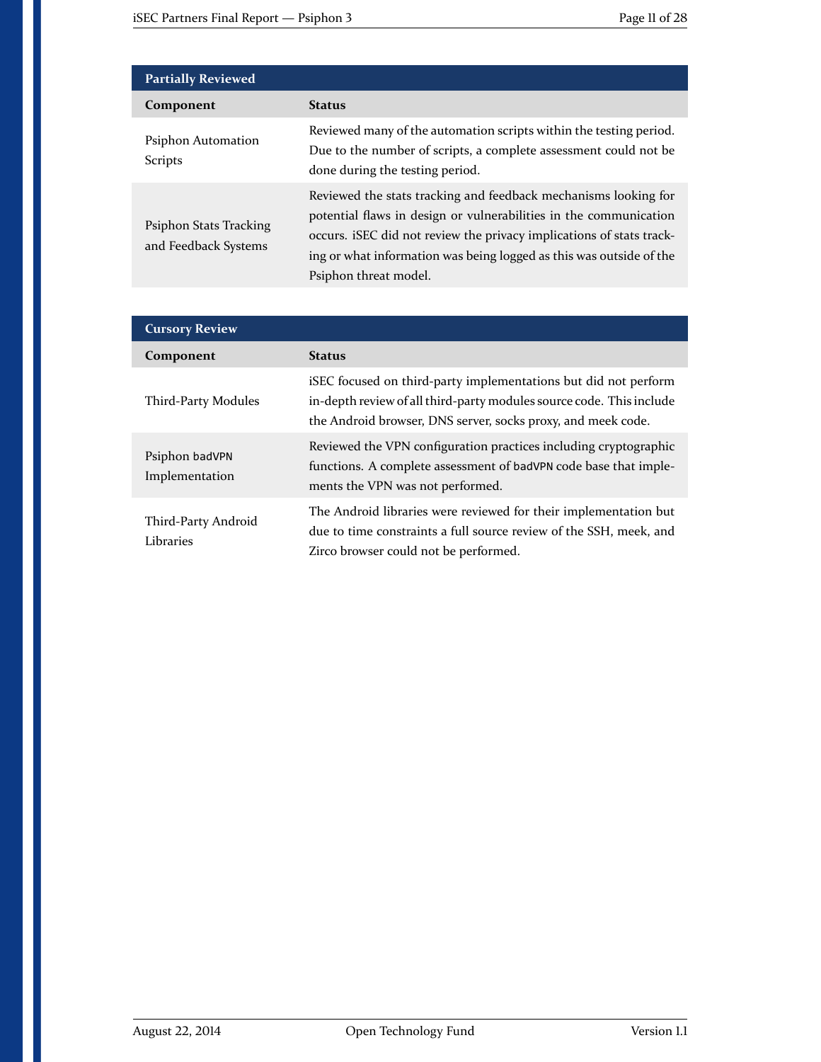| Partially Reviewed | |
|---|---|
| **Component** | **Status** |
| Psiphon Automation Scripts | Reviewed many of the automation scripts within the testing period. Due to the number of scripts, a complete assessment could not be done during the testing period. |
| Psiphon Stats Tracking and Feedback Systems | Reviewed the stats tracking and feedback mechanisms looking for potential flaws in design or vulnerabilities in the communication occurs. iSEC did not review the privacy implications of stats tracking or what information was being logged as this was outside of the Psiphon threat model. |

| Cursory Review | |
|---|---|
| **Component** | **Status** |
| Third-Party Modules | iSEC focused on third-party implementations but did not perform in-depth review of all third-party modules source code. This include the Android browser, DNS server, socks proxy, and meek code. |
| Psiphon `badVPN` Implementation | Reviewed the VPN configuration practices including cryptographic functions. A complete assessment of `badVPN` code base that implements the VPN was not performed. |
| Third-Party Android Libraries | The Android libraries were reviewed for their implementation but due to time constraints a full source review of the SSH, meek, and Zirco browser could not be performed. |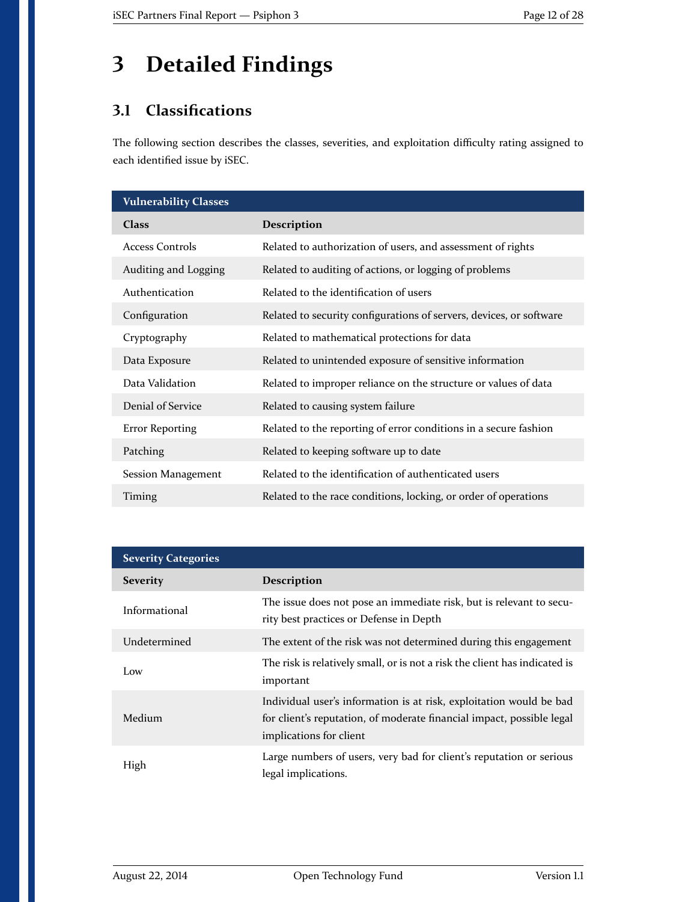# 3 Detailed Findings

## 3.1 Classifications

The following section describes the classes, severities, and exploitation difficulty rating assigned to each identified issue by iSEC.

| **Vulnerability Classes** | |
|---|---|
| **Class** | **Description** |
| Access Controls | Related to authorization of users, and assessment of rights |
| Auditing and Logging | Related to auditing of actions, or logging of problems |
| Authentication | Related to the identification of users |
| Configuration | Related to security configurations of servers, devices, or software |
| Cryptography | Related to mathematical protections for data |
| Data Exposure | Related to unintended exposure of sensitive information |
| Data Validation | Related to improper reliance on the structure or values of data |
| Denial of Service | Related to causing system failure |
| Error Reporting | Related to the reporting of error conditions in a secure fashion |
| Patching | Related to keeping software up to date |
| Session Management | Related to the identification of authenticated users |
| Timing | Related to the race conditions, locking, or order of operations |

| **Severity Categories** | |
|---|---|
| **Severity** | **Description** |
| Informational | The issue does not pose an immediate risk, but is relevant to security best practices or Defense in Depth |
| Undetermined | The extent of the risk was not determined during this engagement |
| Low | The risk is relatively small, or is not a risk the client has indicated is important |
| Medium | Individual user's information is at risk, exploitation would be bad for client's reputation, of moderate financial impact, possible legal implications for client |
| High | Large numbers of users, very bad for client's reputation or serious legal implications. |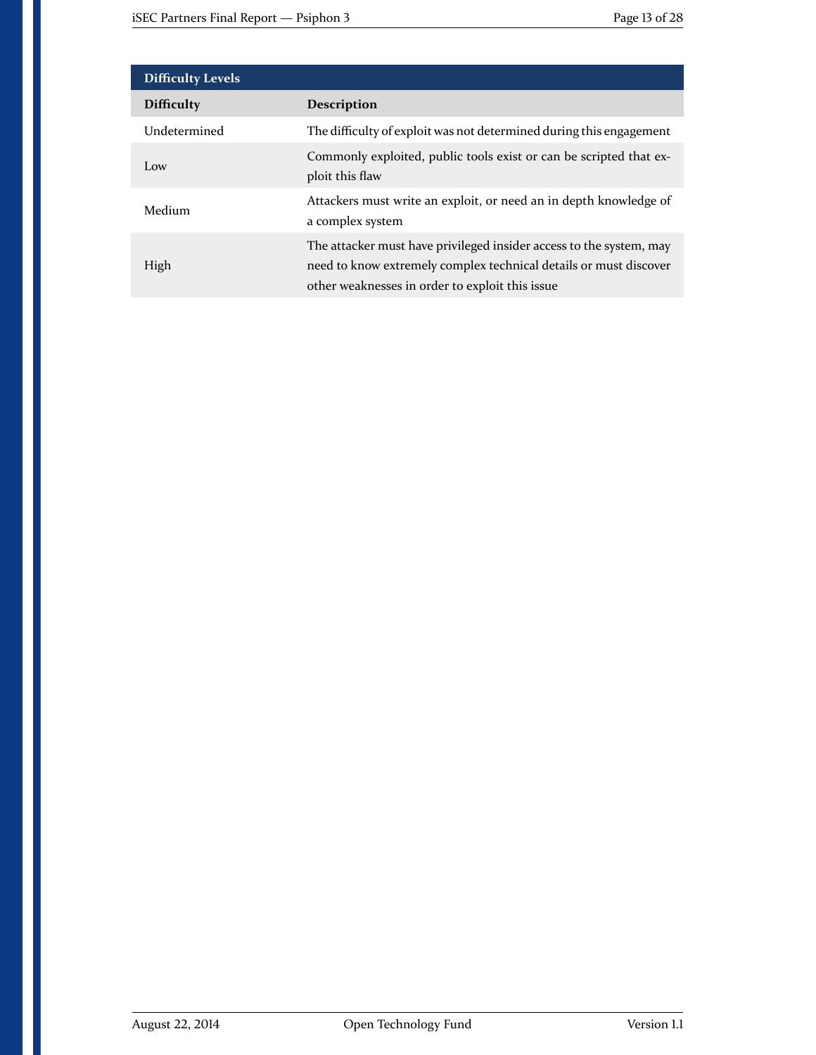| Difficulty Levels | |
|---|---|
| **Difficulty** | **Description** |
| Undetermined | The difficulty of exploit was not determined during this engagement |
| Low | Commonly exploited, public tools exist or can be scripted that exploit this flaw |
| Medium | Attackers must write an exploit, or need an in depth knowledge of a complex system |
| High | The attacker must have privileged insider access to the system, may need to know extremely complex technical details or must discover other weaknesses in order to exploit this issue |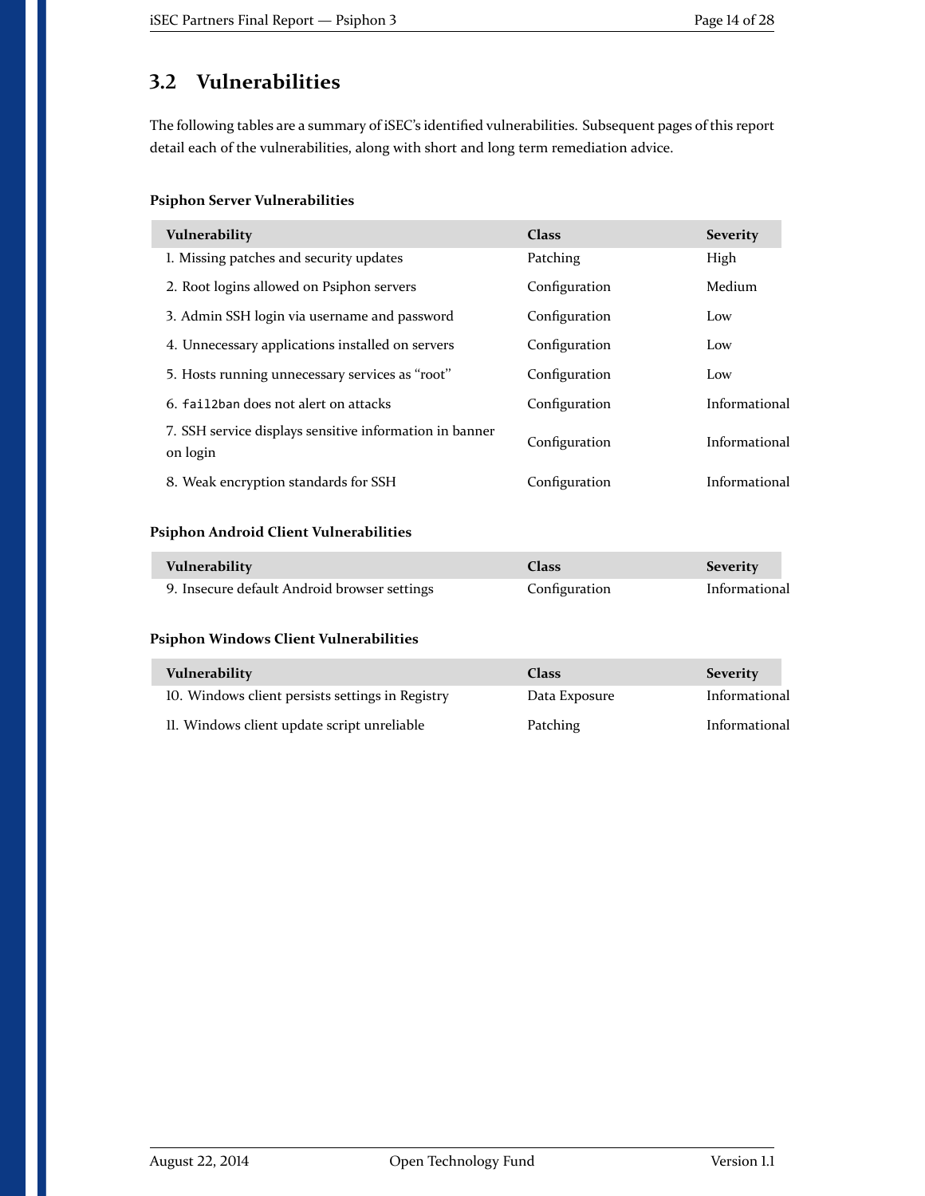## 3.2 Vulnerabilities

The following tables are a summary of iSEC's identified vulnerabilities. Subsequent pages of this report detail each of the vulnerabilities, along with short and long term remediation advice.

**Psiphon Server Vulnerabilities**

| Vulnerability | Class | Severity |
|---|---|---|
| 1. Missing patches and security updates | Patching | High |
| 2. Root logins allowed on Psiphon servers | Configuration | Medium |
| 3. Admin SSH login via username and password | Configuration | Low |
| 4. Unnecessary applications installed on servers | Configuration | Low |
| 5. Hosts running unnecessary services as "root" | Configuration | Low |
| 6. `fail2ban` does not alert on attacks | Configuration | Informational |
| 7. SSH service displays sensitive information in banner on login | Configuration | Informational |
| 8. Weak encryption standards for SSH | Configuration | Informational |

**Psiphon Android Client Vulnerabilities**

| Vulnerability | Class | Severity |
|---|---|---|
| 9. Insecure default Android browser settings | Configuration | Informational |

**Psiphon Windows Client Vulnerabilities**

| Vulnerability | Class | Severity |
|---|---|---|
| 10. Windows client persists settings in Registry | Data Exposure | Informational |
| 11. Windows client update script unreliable | Patching | Informational |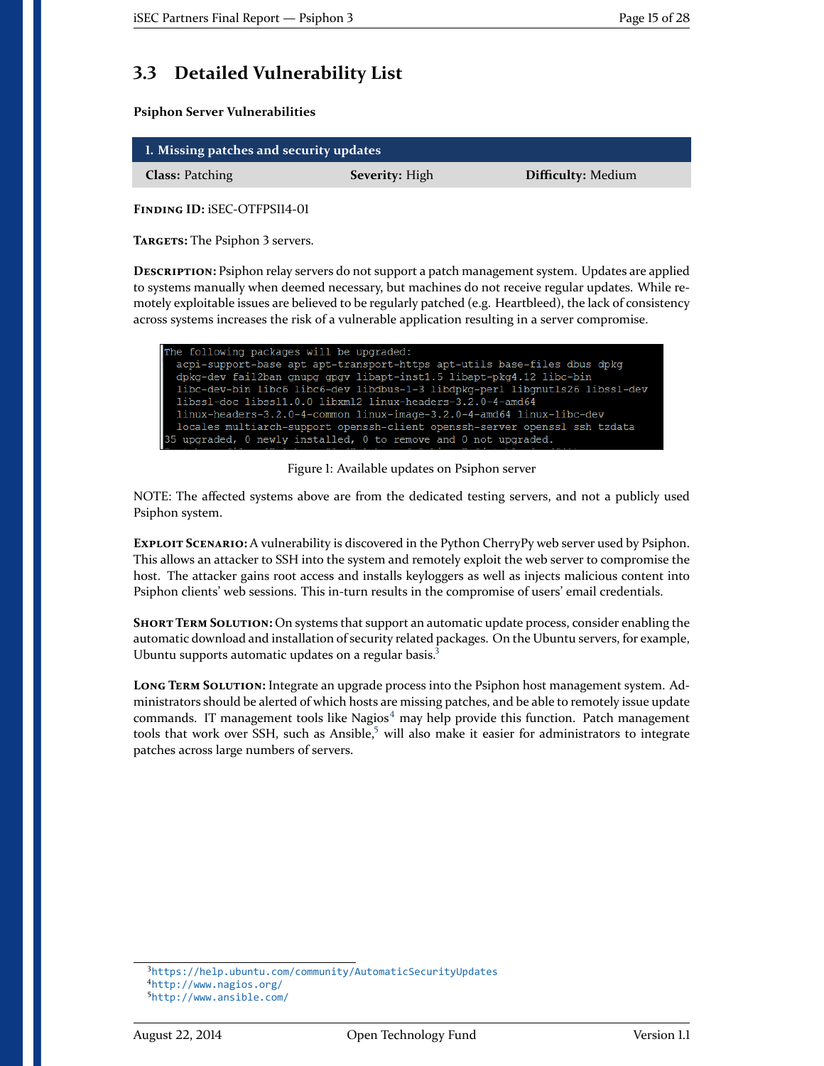## 3.3 Detailed Vulnerability List

**Psiphon Server Vulnerabilities**

| 1. Missing patches and security updates | | |
|---|---|---|
| **Class:** Patching | **Severity:** High | **Difficulty:** Medium |

**FINDING ID:** iSEC-OTFPSI14-01

**TARGETS:** The Psiphon 3 servers.

**DESCRIPTION:** Psiphon relay servers do not support a patch management system. Updates are applied to systems manually when deemed necessary, but machines do not receive regular updates. While remotely exploitable issues are believed to be regularly patched (e.g. Heartbleed), the lack of consistency across systems increases the risk of a vulnerable application resulting in a server compromise.

```
The following packages will be upgraded:
  acpi-support-base apt apt-transport-https apt-utils base-files dbus dpkg
  dpkg-dev fail2ban gnupg gpgv libapt-inst1.5 libapt-pkg4.12 libc-bin
  libc-dev-bin libc6 libc6-dev libdbus-1-3 libdpkg-perl libgnutls26 libssl-dev
  libssl-doc libssl1.0.0 libxml2 linux-headers-3.2.0-4-amd64
  linux-headers-3.2.0-4-common linux-image-3.2.0-4-amd64 linux-libc-dev
  locales multiarch-support openssh-client openssh-server openssl ssh tzdata
35 upgraded, 0 newly installed, 0 to remove and 0 not upgraded.
```

Figure 1: Available updates on Psiphon server

NOTE: The affected systems above are from the dedicated testing servers, and not a publicly used Psiphon system.

**EXPLOIT SCENARIO:** A vulnerability is discovered in the Python CherryPy web server used by Psiphon. This allows an attacker to SSH into the system and remotely exploit the web server to compromise the host. The attacker gains root access and installs keyloggers as well as injects malicious content into Psiphon clients' web sessions. This in-turn results in the compromise of users' email credentials.

**SHORT TERM SOLUTION:** On systems that support an automatic update process, consider enabling the automatic download and installation of security related packages. On the Ubuntu servers, for example, Ubuntu supports automatic updates on a regular basis.[3]

**LONG TERM SOLUTION:** Integrate an upgrade process into the Psiphon host management system. Administrators should be alerted of which hosts are missing patches, and be able to remotely issue update commands. IT management tools like Nagios[4] may help provide this function. Patch management tools that work over SSH, such as Ansible,[5] will also make it easier for administrators to integrate patches across large numbers of servers.

[3] https://help.ubuntu.com/community/AutomaticSecurityUpdates
[4] http://www.nagios.org/
[5] http://www.ansible.com/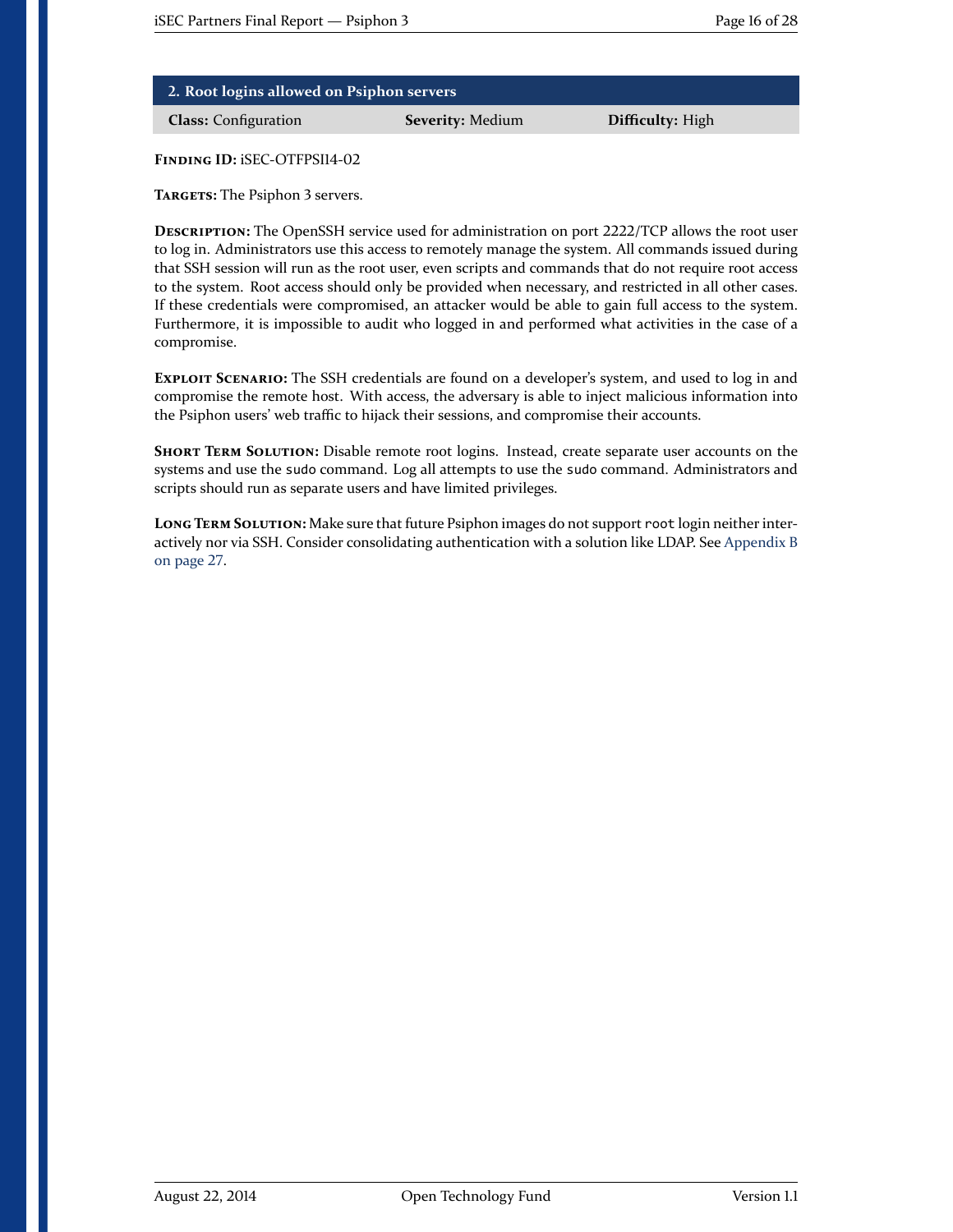## 2. Root logins allowed on Psiphon servers

| **Class:** Configuration | **Severity:** Medium | **Difficulty:** High |
|---|---|---|

**Finding ID:** iSEC-OTFPSI14-02

**Targets:** The Psiphon 3 servers.

**Description:** The OpenSSH service used for administration on port 2222/TCP allows the root user to log in. Administrators use this access to remotely manage the system. All commands issued during that SSH session will run as the root user, even scripts and commands that do not require root access to the system. Root access should only be provided when necessary, and restricted in all other cases. If these credentials were compromised, an attacker would be able to gain full access to the system. Furthermore, it is impossible to audit who logged in and performed what activities in the case of a compromise.

**Exploit Scenario:** The SSH credentials are found on a developer's system, and used to log in and compromise the remote host. With access, the adversary is able to inject malicious information into the Psiphon users' web traffic to hijack their sessions, and compromise their accounts.

**Short Term Solution:** Disable remote root logins. Instead, create separate user accounts on the systems and use the `sudo` command. Log all attempts to use the `sudo` command. Administrators and scripts should run as separate users and have limited privileges.

**Long Term Solution:** Make sure that future Psiphon images do not support `root` login neither interactively nor via SSH. Consider consolidating authentication with a solution like LDAP. See Appendix B on page 27.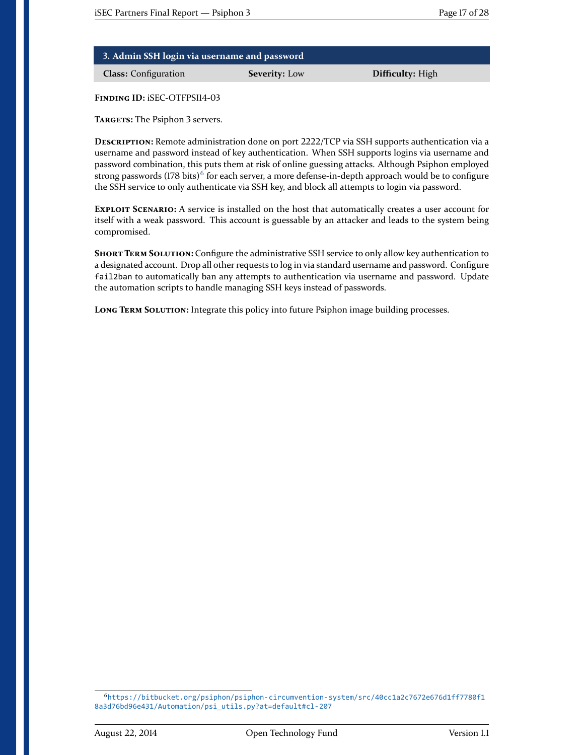## 3. Admin SSH login via username and password

| **Class:** Configuration | **Severity:** Low | **Difficulty:** High |
|---|---|---|

**Finding ID:** iSEC-OTFPSI14-03

**Targets:** The Psiphon 3 servers.

**Description:** Remote administration done on port 2222/TCP via SSH supports authentication via a username and password instead of key authentication. When SSH supports logins via username and password combination, this puts them at risk of online guessing attacks. Although Psiphon employed strong passwords (178 bits)[6] for each server, a more defense-in-depth approach would be to configure the SSH service to only authenticate via SSH key, and block all attempts to login via password.

**Exploit Scenario:** A service is installed on the host that automatically creates a user account for itself with a weak password. This account is guessable by an attacker and leads to the system being compromised.

**Short Term Solution:** Configure the administrative SSH service to only allow key authentication to a designated account. Drop all other requests to log in via standard username and password. Configure `fail2ban` to automatically ban any attempts to authentication via username and password. Update the automation scripts to handle managing SSH keys instead of passwords.

**Long Term Solution:** Integrate this policy into future Psiphon image building processes.

---

[6] https://bitbucket.org/psiphon/psiphon-circumvention-system/src/40cc1a2c7672e676d1ff7780f18a3d76bd96e431/Automation/psi_utils.py?at=default#cl-207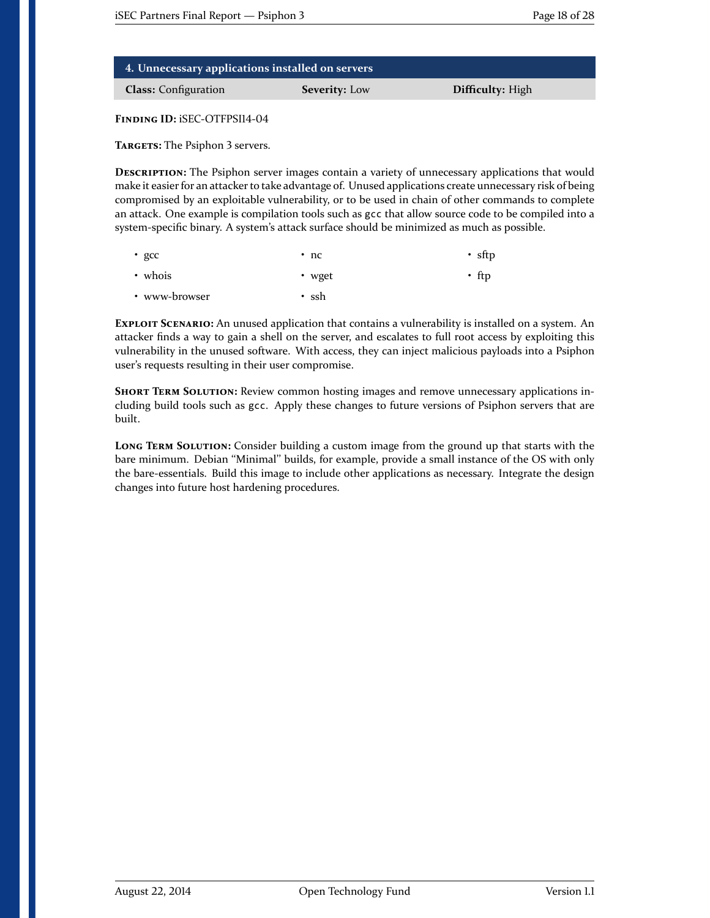## 4. Unnecessary applications installed on servers

| **Class:** Configuration | **Severity:** Low | **Difficulty:** High |
| --- | --- | --- |

**Finding ID:** iSEC-OTFPSI14-04

**Targets:** The Psiphon 3 servers.

**Description:** The Psiphon server images contain a variety of unnecessary applications that would make it easier for an attacker to take advantage of. Unused applications create unnecessary risk of being compromised by an exploitable vulnerability, or to be used in chain of other commands to complete an attack. One example is compilation tools such as `gcc` that allow source code to be compiled into a system-specific binary. A system's attack surface should be minimized as much as possible.

- gcc
- whois
- www-browser
- nc
- wget
- ssh
- sftp
- ftp

**Exploit Scenario:** An unused application that contains a vulnerability is installed on a system. An attacker finds a way to gain a shell on the server, and escalates to full root access by exploiting this vulnerability in the unused software. With access, they can inject malicious payloads into a Psiphon user's requests resulting in their user compromise.

**Short Term Solution:** Review common hosting images and remove unnecessary applications including build tools such as `gcc`. Apply these changes to future versions of Psiphon servers that are built.

**Long Term Solution:** Consider building a custom image from the ground up that starts with the bare minimum. Debian "Minimal" builds, for example, provide a small instance of the OS with only the bare-essentials. Build this image to include other applications as necessary. Integrate the design changes into future host hardening procedures.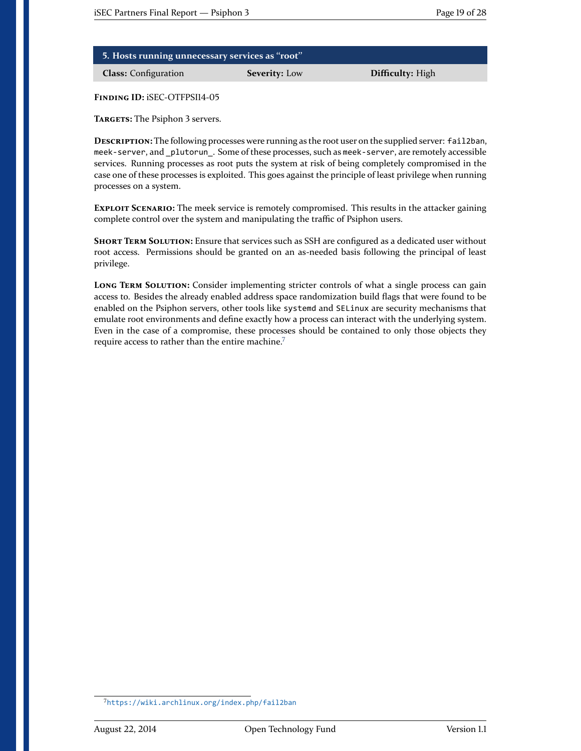## 5. Hosts running unnecessary services as "root"

| **Class:** Configuration | **Severity:** Low | **Difficulty:** High |
|---|---|---|

**Finding ID:** iSEC-OTFPSI14-05

**Targets:** The Psiphon 3 servers.

**Description:** The following processes were running as the root user on the supplied server: `fail2ban`, `meek-server`, and `_plutorun_`. Some of these processes, such as `meek-server`, are remotely accessible services. Running processes as root puts the system at risk of being completely compromised in the case one of these processes is exploited. This goes against the principle of least privilege when running processes on a system.

**Exploit Scenario:** The meek service is remotely compromised. This results in the attacker gaining complete control over the system and manipulating the traffic of Psiphon users.

**Short Term Solution:** Ensure that services such as SSH are configured as a dedicated user without root access. Permissions should be granted on an as-needed basis following the principal of least privilege.

**Long Term Solution:** Consider implementing stricter controls of what a single process can gain access to. Besides the already enabled address space randomization build flags that were found to be enabled on the Psiphon servers, other tools like `systemd` and `SELinux` are security mechanisms that emulate root environments and define exactly how a process can interact with the underlying system. Even in the case of a compromise, these processes should be contained to only those objects they require access to rather than the entire machine.[7]

[7] https://wiki.archlinux.org/index.php/fail2ban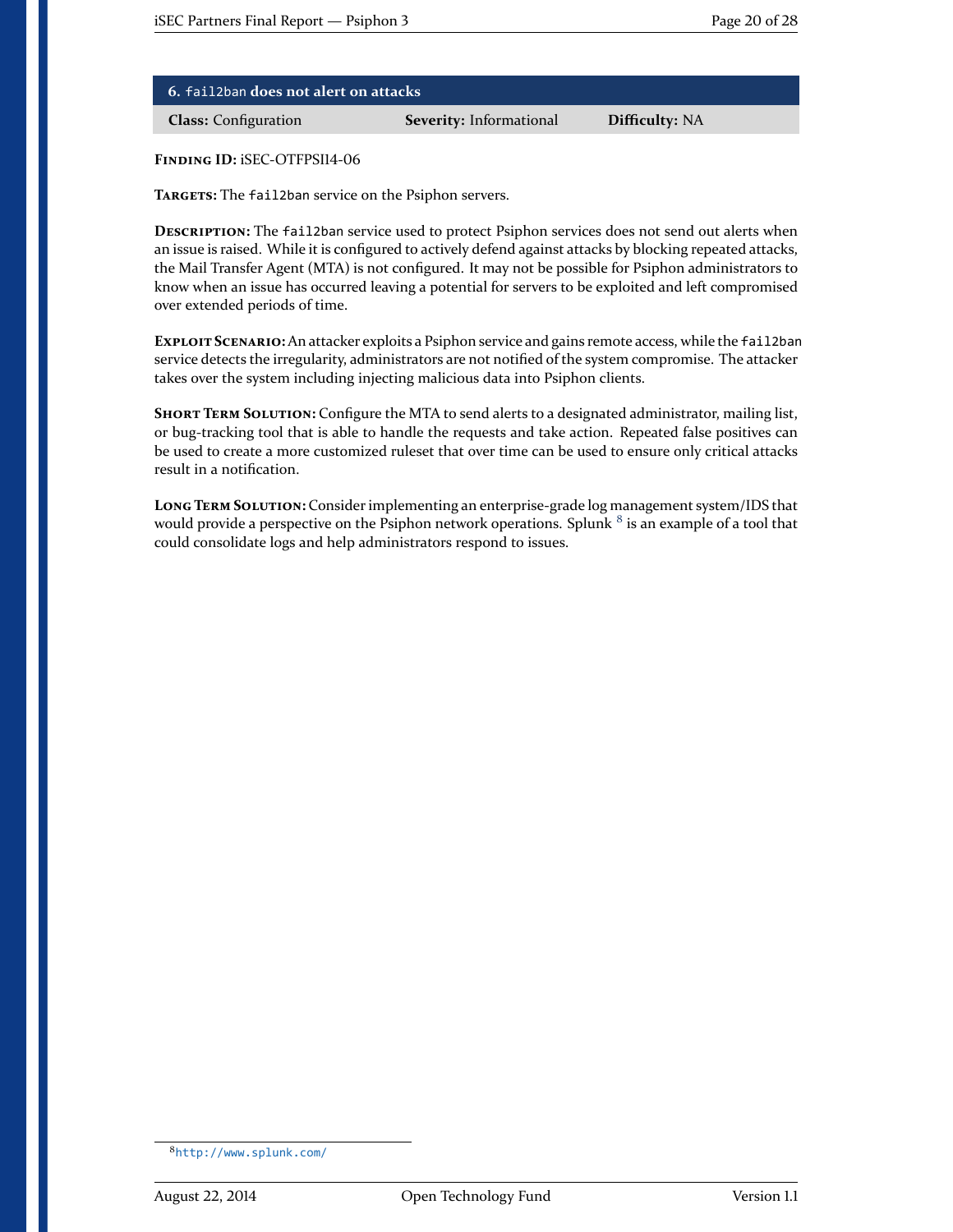## 6. `fail2ban` does not alert on attacks

| **Class:** Configuration | **Severity:** Informational | **Difficulty:** NA |
|---|---|---|

**Finding ID:** iSEC-OTFPSI14-06

**Targets:** The `fail2ban` service on the Psiphon servers.

**Description:** The `fail2ban` service used to protect Psiphon services does not send out alerts when an issue is raised. While it is configured to actively defend against attacks by blocking repeated attacks, the Mail Transfer Agent (MTA) is not configured. It may not be possible for Psiphon administrators to know when an issue has occurred leaving a potential for servers to be exploited and left compromised over extended periods of time.

**Exploit Scenario:** An attacker exploits a Psiphon service and gains remote access, while the `fail2ban` service detects the irregularity, administrators are not notified of the system compromise. The attacker takes over the system including injecting malicious data into Psiphon clients.

**Short Term Solution:** Configure the MTA to send alerts to a designated administrator, mailing list, or bug-tracking tool that is able to handle the requests and take action. Repeated false positives can be used to create a more customized ruleset that over time can be used to ensure only critical attacks result in a notification.

**Long Term Solution:** Consider implementing an enterprise-grade log management system/IDS that would provide a perspective on the Psiphon network operations. Splunk [8] is an example of a tool that could consolidate logs and help administrators respond to issues.

---

[8] http://www.splunk.com/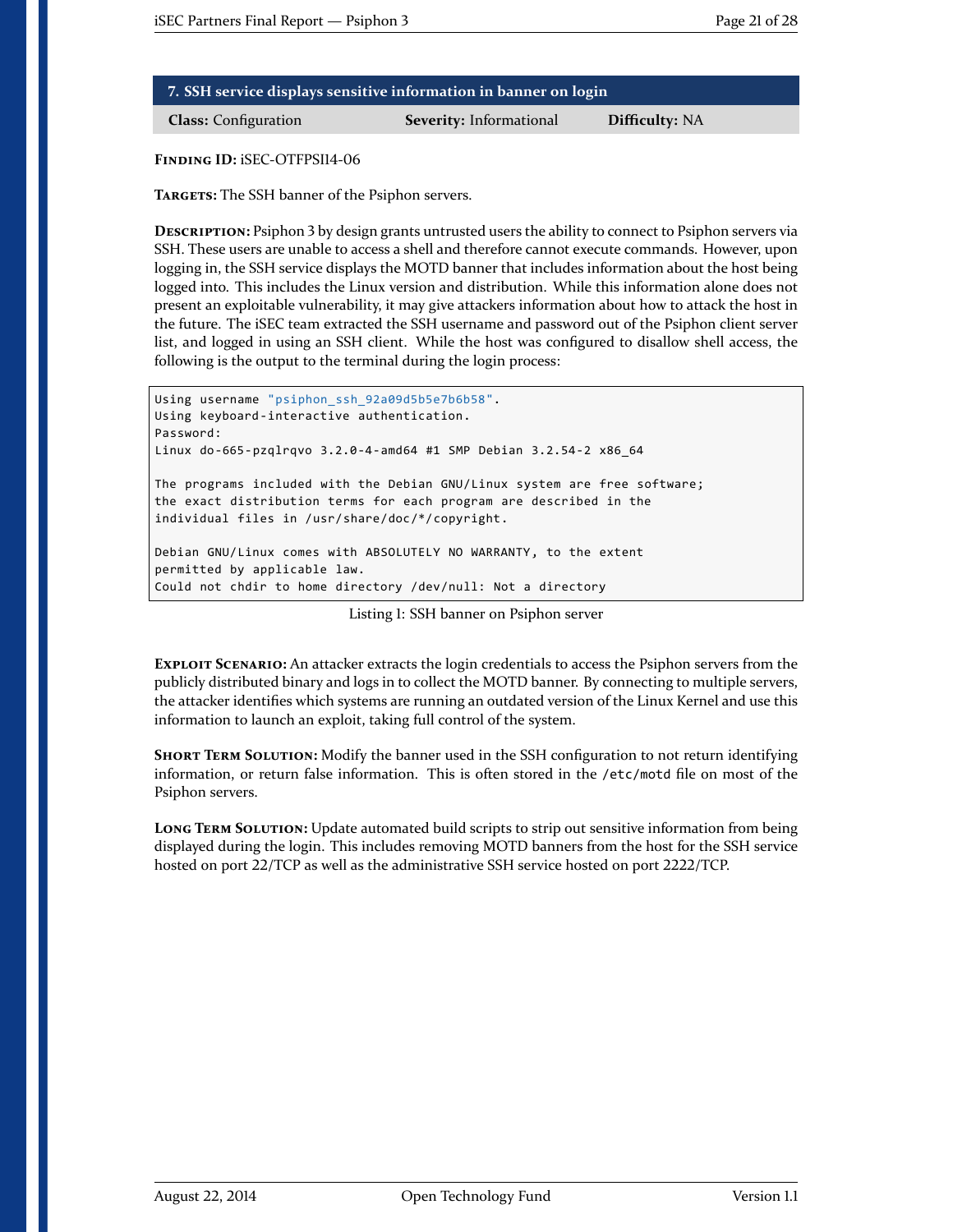## 7. SSH service displays sensitive information in banner on login

**Class:** Configuration **Severity:** Informational **Difficulty:** NA

**Finding ID:** iSEC-OTFPSI14-06

**Targets:** The SSH banner of the Psiphon servers.

**Description:** Psiphon 3 by design grants untrusted users the ability to connect to Psiphon servers via SSH. These users are unable to access a shell and therefore cannot execute commands. However, upon logging in, the SSH service displays the MOTD banner that includes information about the host being logged into. This includes the Linux version and distribution. While this information alone does not present an exploitable vulnerability, it may give attackers information about how to attack the host in the future. The iSEC team extracted the SSH username and password out of the Psiphon client server list, and logged in using an SSH client. While the host was configured to disallow shell access, the following is the output to the terminal during the login process:

```
Using username "psiphon_ssh_92a09d5b5e7b6b58".
Using keyboard-interactive authentication.
Password:
Linux do-665-pzqlrqvo 3.2.0-4-amd64 #1 SMP Debian 3.2.54-2 x86_64

The programs included with the Debian GNU/Linux system are free software;
the exact distribution terms for each program are described in the
individual files in /usr/share/doc/*/copyright.

Debian GNU/Linux comes with ABSOLUTELY NO WARRANTY, to the extent
permitted by applicable law.
Could not chdir to home directory /dev/null: Not a directory
```

Listing 1: SSH banner on Psiphon server

**Exploit Scenario:** An attacker extracts the login credentials to access the Psiphon servers from the publicly distributed binary and logs in to collect the MOTD banner. By connecting to multiple servers, the attacker identifies which systems are running an outdated version of the Linux Kernel and use this information to launch an exploit, taking full control of the system.

**Short Term Solution:** Modify the banner used in the SSH configuration to not return identifying information, or return false information. This is often stored in the `/etc/motd` file on most of the Psiphon servers.

**Long Term Solution:** Update automated build scripts to strip out sensitive information from being displayed during the login. This includes removing MOTD banners from the host for the SSH service hosted on port 22/TCP as well as the administrative SSH service hosted on port 2222/TCP.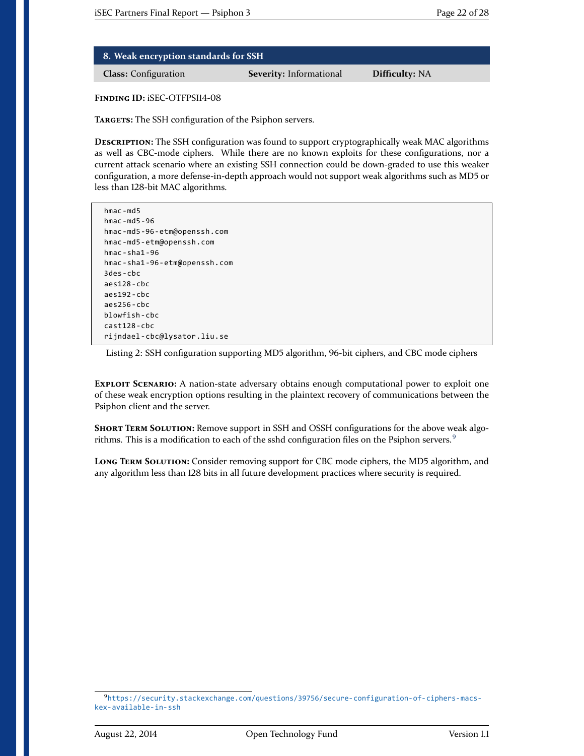## 8. Weak encryption standards for SSH

**Class:** Configuration **Severity:** Informational **Difficulty:** NA

**Finding ID:** iSEC-OTFPSI14-08

**Targets:** The SSH configuration of the Psiphon servers.

**Description:** The SSH configuration was found to support cryptographically weak MAC algorithms as well as CBC-mode ciphers. While there are no known exploits for these configurations, nor a current attack scenario where an existing SSH connection could be down-graded to use this weaker configuration, a more defense-in-depth approach would not support weak algorithms such as MD5 or less than 128-bit MAC algorithms.

```
hmac-md5
hmac-md5-96
hmac-md5-96-etm@openssh.com
hmac-md5-etm@openssh.com
hmac-sha1-96
hmac-sha1-96-etm@openssh.com
3des-cbc
aes128-cbc
aes192-cbc
aes256-cbc
blowfish-cbc
cast128-cbc
rijndael-cbc@lysator.liu.se
```

Listing 2: SSH configuration supporting MD5 algorithm, 96-bit ciphers, and CBC mode ciphers

**Exploit Scenario:** A nation-state adversary obtains enough computational power to exploit one of these weak encryption options resulting in the plaintext recovery of communications between the Psiphon client and the server.

**Short Term Solution:** Remove support in SSH and OSSH configurations for the above weak algorithms. This is a modification to each of the sshd configuration files on the Psiphon servers.[9]

**Long Term Solution:** Consider removing support for CBC mode ciphers, the MD5 algorithm, and any algorithm less than 128 bits in all future development practices where security is required.

[9] https://security.stackexchange.com/questions/39756/secure-configuration-of-ciphers-macs-kex-available-in-ssh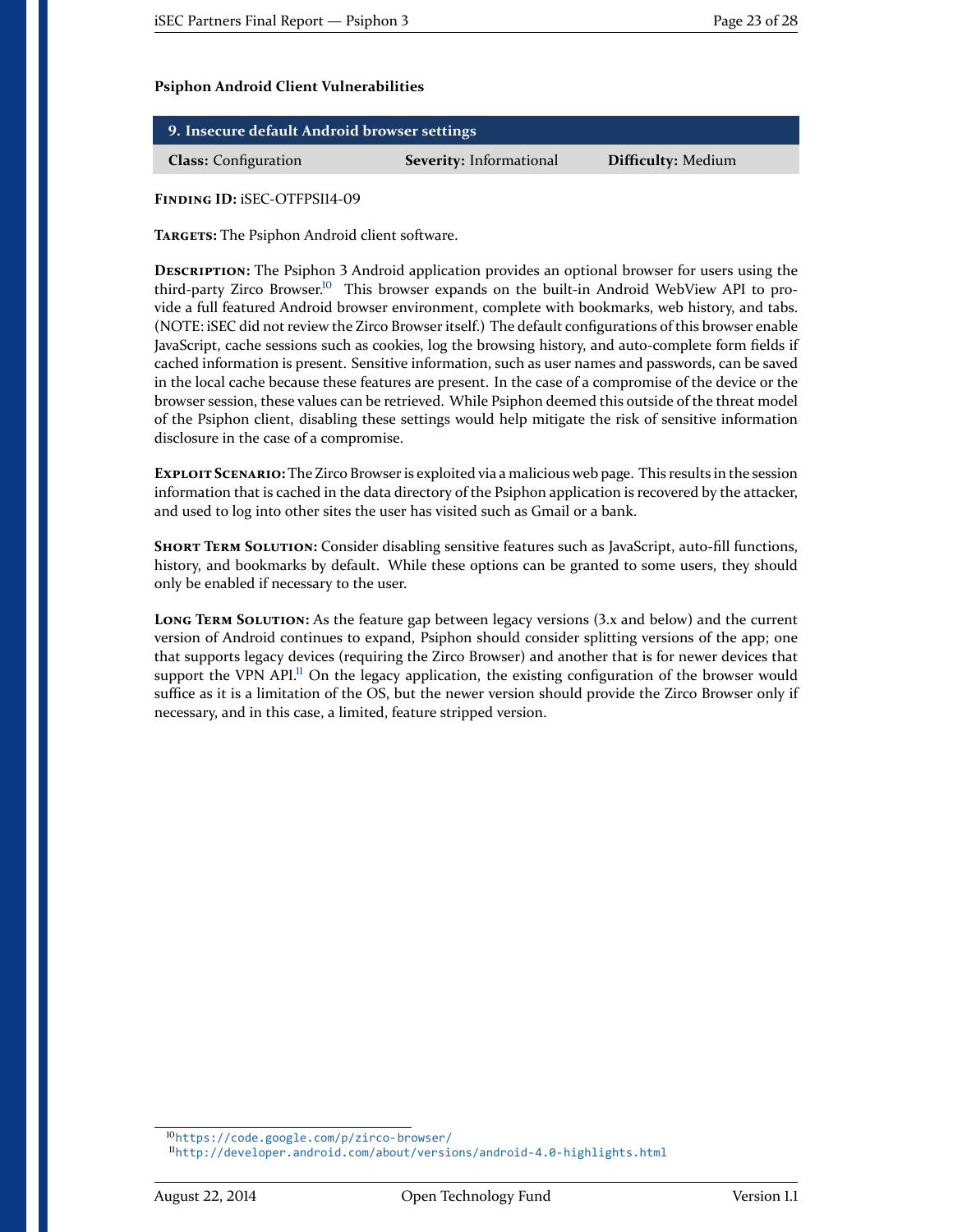### Psiphon Android Client Vulnerabilities

| 9. Insecure default Android browser settings | | |
|---|---|---|
| **Class:** Configuration | **Severity:** Informational | **Difficulty:** Medium |

**Finding ID:** iSEC-OTFPSI14-09

**Targets:** The Psiphon Android client software.

**Description:** The Psiphon 3 Android application provides an optional browser for users using the third-party Zirco Browser.[10] This browser expands on the built-in Android WebView API to provide a full featured Android browser environment, complete with bookmarks, web history, and tabs. (NOTE: iSEC did not review the Zirco Browser itself.) The default configurations of this browser enable JavaScript, cache sessions such as cookies, log the browsing history, and auto-complete form fields if cached information is present. Sensitive information, such as user names and passwords, can be saved in the local cache because these features are present. In the case of a compromise of the device or the browser session, these values can be retrieved. While Psiphon deemed this outside of the threat model of the Psiphon client, disabling these settings would help mitigate the risk of sensitive information disclosure in the case of a compromise.

**Exploit Scenario:** The Zirco Browser is exploited via a malicious web page. This results in the session information that is cached in the data directory of the Psiphon application is recovered by the attacker, and used to log into other sites the user has visited such as Gmail or a bank.

**Short Term Solution:** Consider disabling sensitive features such as JavaScript, auto-fill functions, history, and bookmarks by default. While these options can be granted to some users, they should only be enabled if necessary to the user.

**Long Term Solution:** As the feature gap between legacy versions (3.x and below) and the current version of Android continues to expand, Psiphon should consider splitting versions of the app; one that supports legacy devices (requiring the Zirco Browser) and another that is for newer devices that support the VPN API.[11] On the legacy application, the existing configuration of the browser would suffice as it is a limitation of the OS, but the newer version should provide the Zirco Browser only if necessary, and in this case, a limited, feature stripped version.

---

[10] https://code.google.com/p/zirco-browser/

[11] http://developer.android.com/about/versions/android-4.0-highlights.html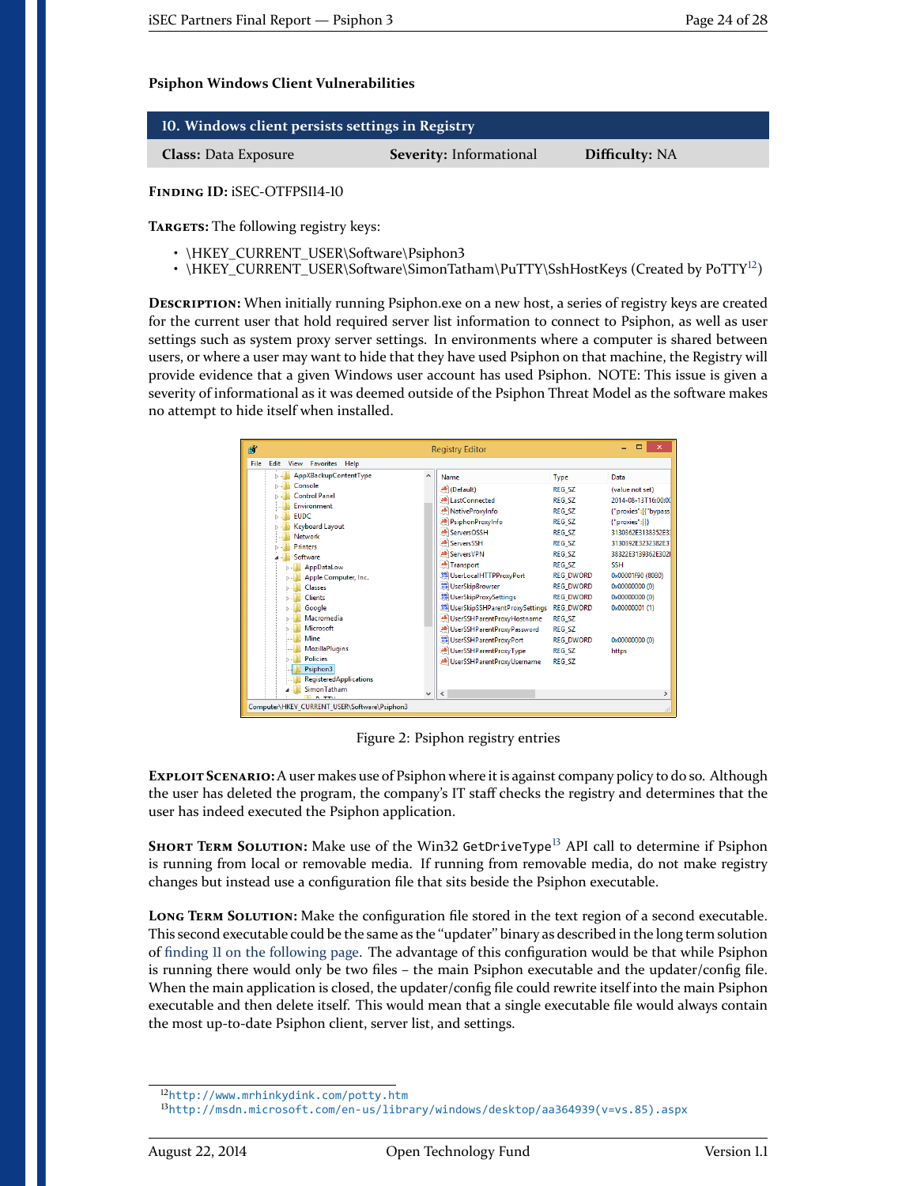### Psiphon Windows Client Vulnerabilities

| 10. Windows client persists settings in Registry | | |
|---|---|---|
| **Class:** Data Exposure | **Severity:** Informational | **Difficulty:** NA |

**Finding ID:** iSEC-OTFPSI14-10

**Targets:** The following registry keys:

- \HKEY_CURRENT_USER\Software\Psiphon3
- \HKEY_CURRENT_USER\Software\SimonTatham\PuTTY\SshHostKeys (Created by PoTTY[12])

**Description:** When initially running Psiphon.exe on a new host, a series of registry keys are created for the current user that hold required server list information to connect to Psiphon, as well as user settings such as system proxy server settings. In environments where a computer is shared between users, or where a user may want to hide that they have used Psiphon on that machine, the Registry will provide evidence that a given Windows user account has used Psiphon. NOTE: This issue is given a severity of informational as it was deemed outside of the Psiphon Threat Model as the software makes no attempt to hide itself when installed.

Figure 2: Psiphon registry entries

**Exploit Scenario:** A user makes use of Psiphon where it is against company policy to do so. Although the user has deleted the program, the company's IT staff checks the registry and determines that the user has indeed executed the Psiphon application.

**Short Term Solution:** Make use of the Win32 `GetDriveType`[13] API call to determine if Psiphon is running from local or removable media. If running from removable media, do not make registry changes but instead use a configuration file that sits beside the Psiphon executable.

**Long Term Solution:** Make the configuration file stored in the text region of a second executable. This second executable could be the same as the "updater" binary as described in the long term solution of finding 11 on the following page. The advantage of this configuration would be that while Psiphon is running there would only be two files – the main Psiphon executable and the updater/config file. When the main application is closed, the updater/config file could rewrite itself into the main Psiphon executable and then delete itself. This would mean that a single executable file would always contain the most up-to-date Psiphon client, server list, and settings.

[12] http://www.mrhinkydink.com/potty.htm

[13] http://msdn.microsoft.com/en-us/library/windows/desktop/aa364939(v=vs.85).aspx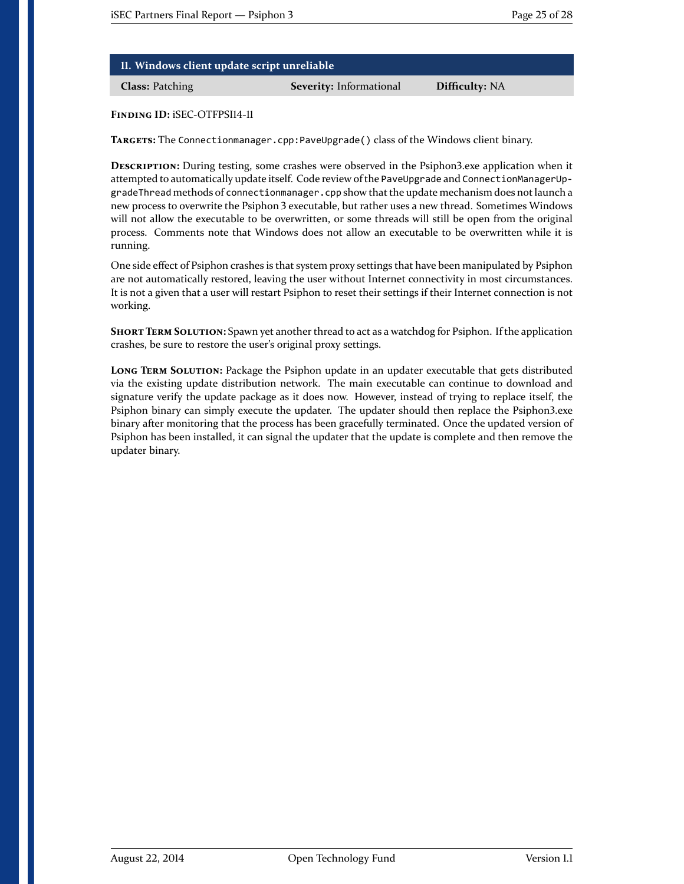## 11. Windows client update script unreliable

| **Class:** Patching | **Severity:** Informational | **Difficulty:** NA |
|---|---|---|

**Finding ID:** iSEC-OTFPSI14-11

**Targets:** The `Connectionmanager.cpp:PaveUpgrade()` class of the Windows client binary.

**Description:** During testing, some crashes were observed in the Psiphon3.exe application when it attempted to automatically update itself. Code review of the `PaveUpgrade` and `ConnectionManagerUpgradeThread` methods of `connectionmanager.cpp` show that the update mechanism does not launch a new process to overwrite the Psiphon 3 executable, but rather uses a new thread. Sometimes Windows will not allow the executable to be overwritten, or some threads will still be open from the original process. Comments note that Windows does not allow an executable to be overwritten while it is running.

One side effect of Psiphon crashes is that system proxy settings that have been manipulated by Psiphon are not automatically restored, leaving the user without Internet connectivity in most circumstances. It is not a given that a user will restart Psiphon to reset their settings if their Internet connection is not working.

**Short Term Solution:** Spawn yet another thread to act as a watchdog for Psiphon. If the application crashes, be sure to restore the user's original proxy settings.

**Long Term Solution:** Package the Psiphon update in an updater executable that gets distributed via the existing update distribution network. The main executable can continue to download and signature verify the update package as it does now. However, instead of trying to replace itself, the Psiphon binary can simply execute the updater. The updater should then replace the Psiphon3.exe binary after monitoring that the process has been gracefully terminated. Once the updated version of Psiphon has been installed, it can signal the updater that the update is complete and then remove the updater binary.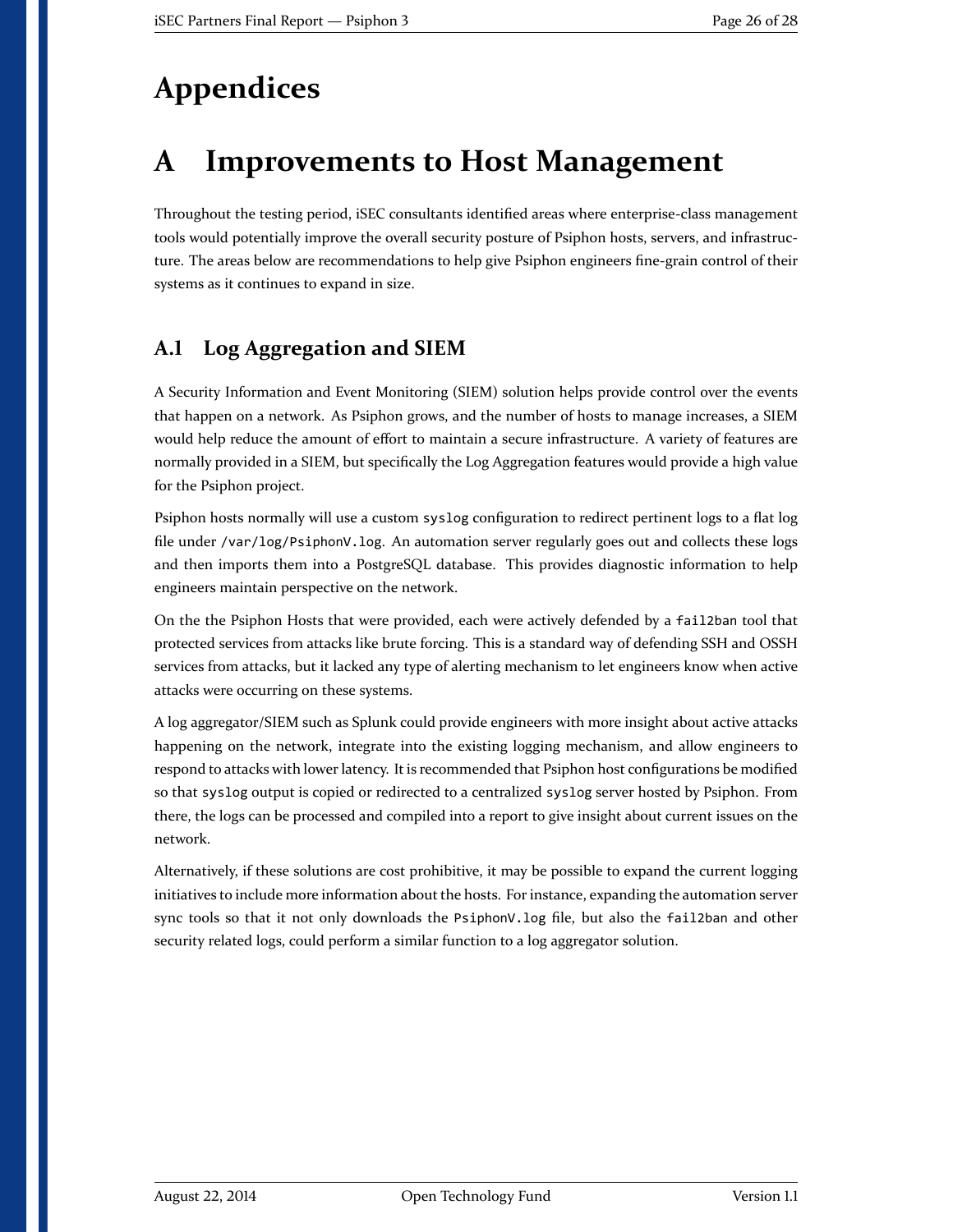# Appendices

# A Improvements to Host Management

Throughout the testing period, iSEC consultants identified areas where enterprise-class management tools would potentially improve the overall security posture of Psiphon hosts, servers, and infrastructure. The areas below are recommendations to help give Psiphon engineers fine-grain control of their systems as it continues to expand in size.

## A.1 Log Aggregation and SIEM

A Security Information and Event Monitoring (SIEM) solution helps provide control over the events that happen on a network. As Psiphon grows, and the number of hosts to manage increases, a SIEM would help reduce the amount of effort to maintain a secure infrastructure. A variety of features are normally provided in a SIEM, but specifically the Log Aggregation features would provide a high value for the Psiphon project.

Psiphon hosts normally will use a custom `syslog` configuration to redirect pertinent logs to a flat log file under `/var/log/PsiphonV.log`. An automation server regularly goes out and collects these logs and then imports them into a PostgreSQL database. This provides diagnostic information to help engineers maintain perspective on the network.

On the the Psiphon Hosts that were provided, each were actively defended by a `fail2ban` tool that protected services from attacks like brute forcing. This is a standard way of defending SSH and OSSH services from attacks, but it lacked any type of alerting mechanism to let engineers know when active attacks were occurring on these systems.

A log aggregator/SIEM such as Splunk could provide engineers with more insight about active attacks happening on the network, integrate into the existing logging mechanism, and allow engineers to respond to attacks with lower latency. It is recommended that Psiphon host configurations be modified so that `syslog` output is copied or redirected to a centralized `syslog` server hosted by Psiphon. From there, the logs can be processed and compiled into a report to give insight about current issues on the network.

Alternatively, if these solutions are cost prohibitive, it may be possible to expand the current logging initiatives to include more information about the hosts. For instance, expanding the automation server sync tools so that it not only downloads the `PsiphonV.log` file, but also the `fail2ban` and other security related logs, could perform a similar function to a log aggregator solution.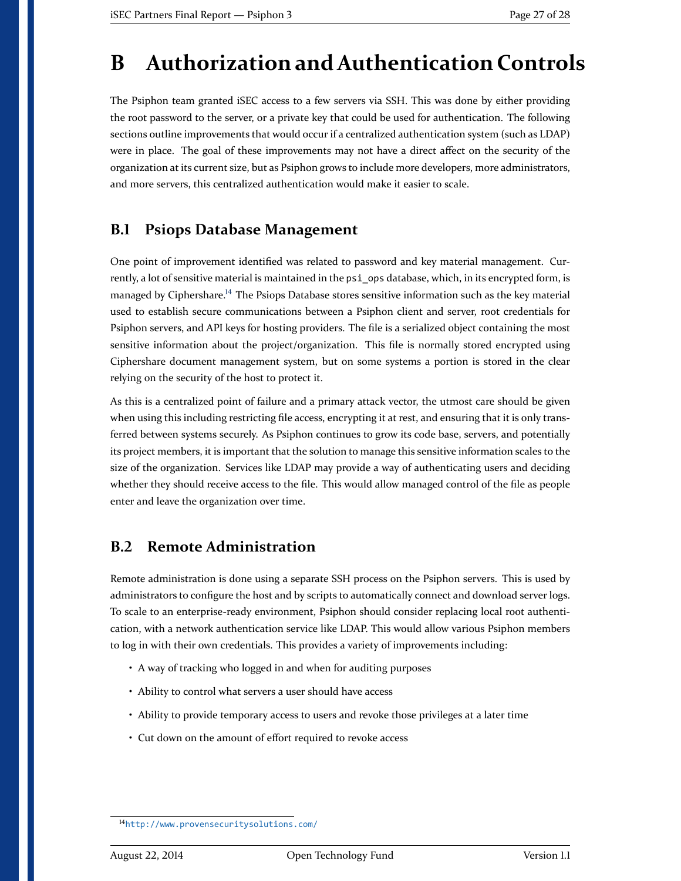# B Authorization and Authentication Controls

The Psiphon team granted iSEC access to a few servers via SSH. This was done by either providing the root password to the server, or a private key that could be used for authentication. The following sections outline improvements that would occur if a centralized authentication system (such as LDAP) were in place. The goal of these improvements may not have a direct affect on the security of the organization at its current size, but as Psiphon grows to include more developers, more administrators, and more servers, this centralized authentication would make it easier to scale.

## B.1 Psiops Database Management

One point of improvement identified was related to password and key material management. Currently, a lot of sensitive material is maintained in the `psi_ops` database, which, in its encrypted form, is managed by Ciphershare.[14] The Psiops Database stores sensitive information such as the key material used to establish secure communications between a Psiphon client and server, root credentials for Psiphon servers, and API keys for hosting providers. The file is a serialized object containing the most sensitive information about the project/organization. This file is normally stored encrypted using Ciphershare document management system, but on some systems a portion is stored in the clear relying on the security of the host to protect it.

As this is a centralized point of failure and a primary attack vector, the utmost care should be given when using this including restricting file access, encrypting it at rest, and ensuring that it is only transferred between systems securely. As Psiphon continues to grow its code base, servers, and potentially its project members, it is important that the solution to manage this sensitive information scales to the size of the organization. Services like LDAP may provide a way of authenticating users and deciding whether they should receive access to the file. This would allow managed control of the file as people enter and leave the organization over time.

## B.2 Remote Administration

Remote administration is done using a separate SSH process on the Psiphon servers. This is used by administrators to configure the host and by scripts to automatically connect and download server logs. To scale to an enterprise-ready environment, Psiphon should consider replacing local root authentication, with a network authentication service like LDAP. This would allow various Psiphon members to log in with their own credentials. This provides a variety of improvements including:

- A way of tracking who logged in and when for auditing purposes
- Ability to control what servers a user should have access
- Ability to provide temporary access to users and revoke those privileges at a later time
- Cut down on the amount of effort required to revoke access

[14] http://www.provensecuritysolutions.com/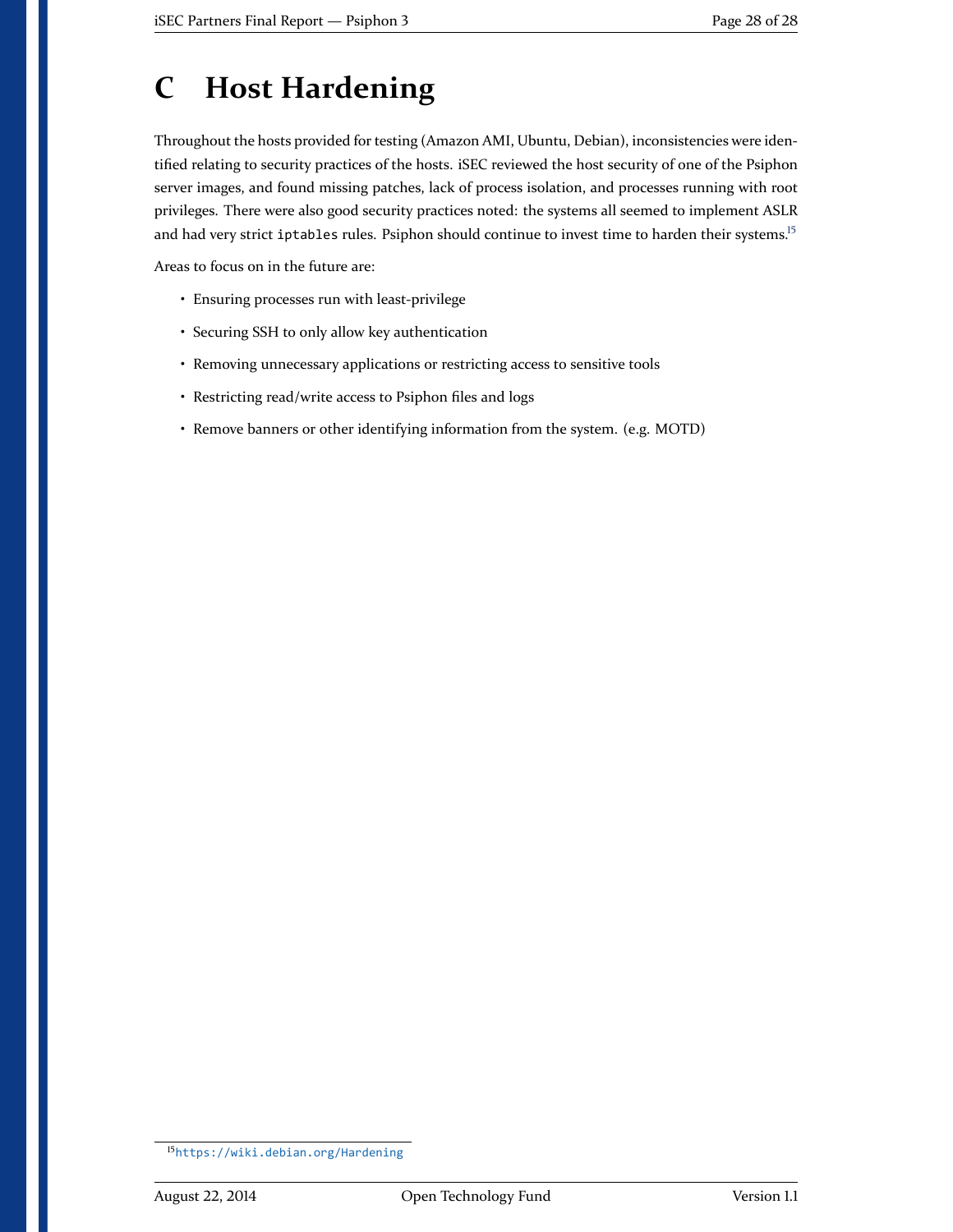# C Host Hardening

Throughout the hosts provided for testing (Amazon AMI, Ubuntu, Debian), inconsistencies were identified relating to security practices of the hosts. iSEC reviewed the host security of one of the Psiphon server images, and found missing patches, lack of process isolation, and processes running with root privileges. There were also good security practices noted: the systems all seemed to implement ASLR and had very strict `iptables` rules. Psiphon should continue to invest time to harden their systems.[15]

Areas to focus on in the future are:

- Ensuring processes run with least-privilege
- Securing SSH to only allow key authentication
- Removing unnecessary applications or restricting access to sensitive tools
- Restricting read/write access to Psiphon files and logs
- Remove banners or other identifying information from the system. (e.g. MOTD)

[15] https://wiki.debian.org/Hardening